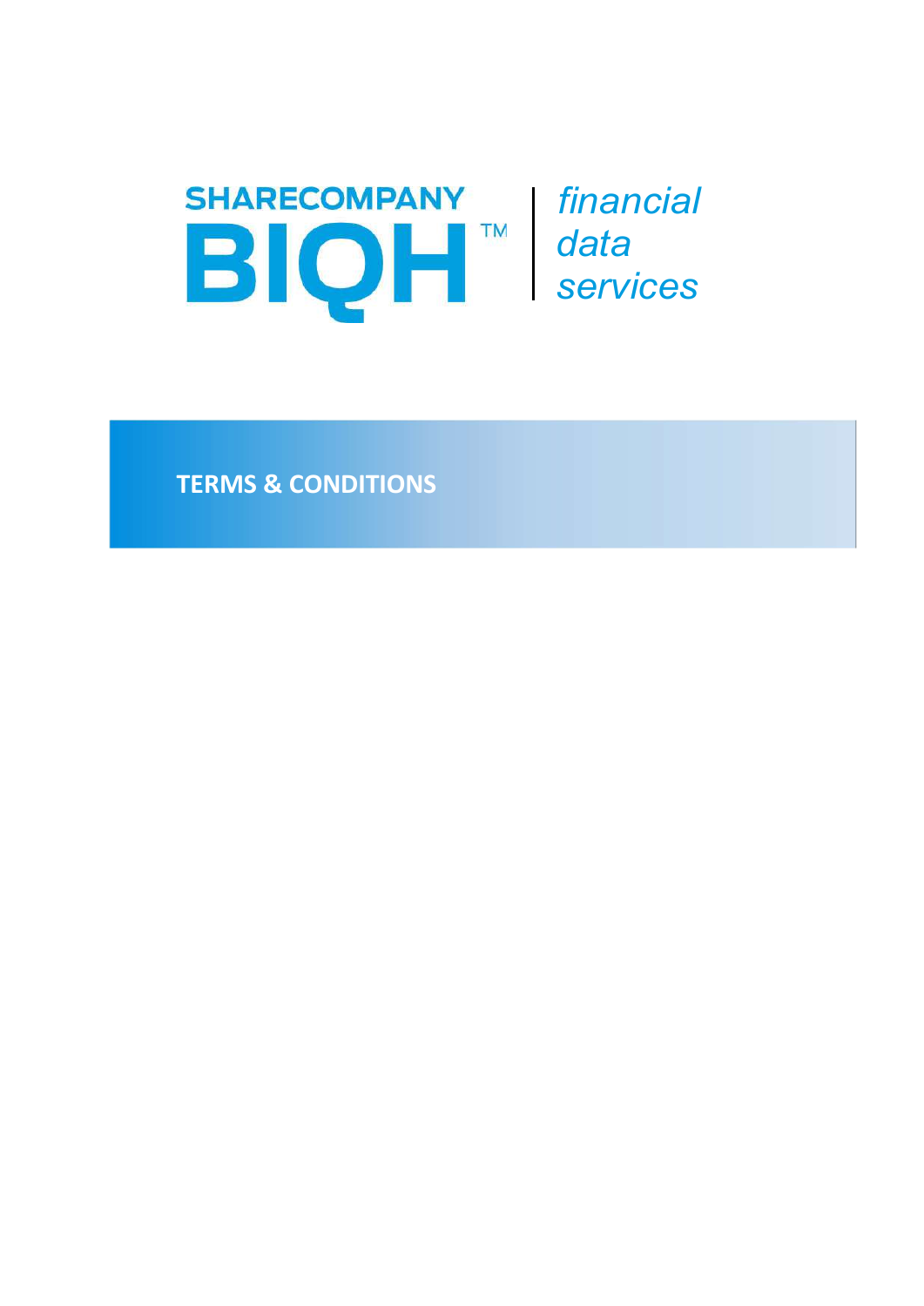SHARECOMPANY BIQH™ | *financial data services*

# TERMS & CONDITIONS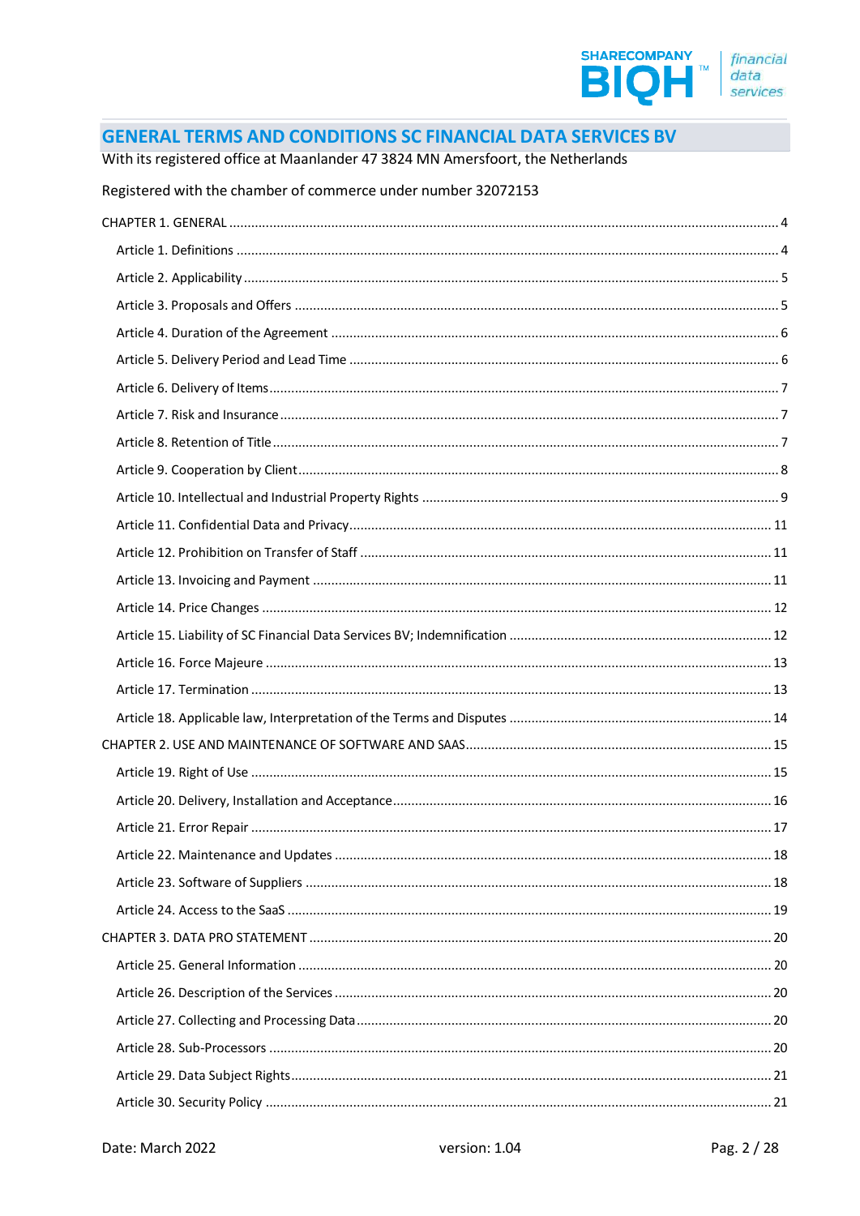# GENERAL TERMS AND CONDITIONS SC FINANCIAL DATA SERVICES BV

With its registered office at Maanlander 47 3824 MN Amersfoort, the Netherlands

Registered with the chamber of commerce under number 32072153

CHAPTER 1. GENERAL ........ 4

- Article 1. Definitions ........ 4
- Article 2. Applicability ........ 5
- Article 3. Proposals and Offers ........ 5
- Article 4. Duration of the Agreement ........ 6
- Article 5. Delivery Period and Lead Time ........ 6
- Article 6. Delivery of Items ........ 7
- Article 7. Risk and Insurance ........ 7
- Article 8. Retention of Title ........ 7
- Article 9. Cooperation by Client ........ 8
- Article 10. Intellectual and Industrial Property Rights ........ 9
- Article 11. Confidential Data and Privacy ........ 11
- Article 12. Prohibition on Transfer of Staff ........ 11
- Article 13. Invoicing and Payment ........ 11
- Article 14. Price Changes ........ 12
- Article 15. Liability of SC Financial Data Services BV; Indemnification ........ 12
- Article 16. Force Majeure ........ 13
- Article 17. Termination ........ 13
- Article 18. Applicable law, Interpretation of the Terms and Disputes ........ 14

CHAPTER 2. USE AND MAINTENANCE OF SOFTWARE AND SAAS ........ 15

- Article 19. Right of Use ........ 15
- Article 20. Delivery, Installation and Acceptance ........ 16
- Article 21. Error Repair ........ 17
- Article 22. Maintenance and Updates ........ 18
- Article 23. Software of Suppliers ........ 18
- Article 24. Access to the SaaS ........ 19

CHAPTER 3. DATA PRO STATEMENT ........ 20

- Article 25. General Information ........ 20
- Article 26. Description of the Services ........ 20
- Article 27. Collecting and Processing Data ........ 20
- Article 28. Sub-Processors ........ 20
- Article 29. Data Subject Rights ........ 21
- Article 30. Security Policy ........ 21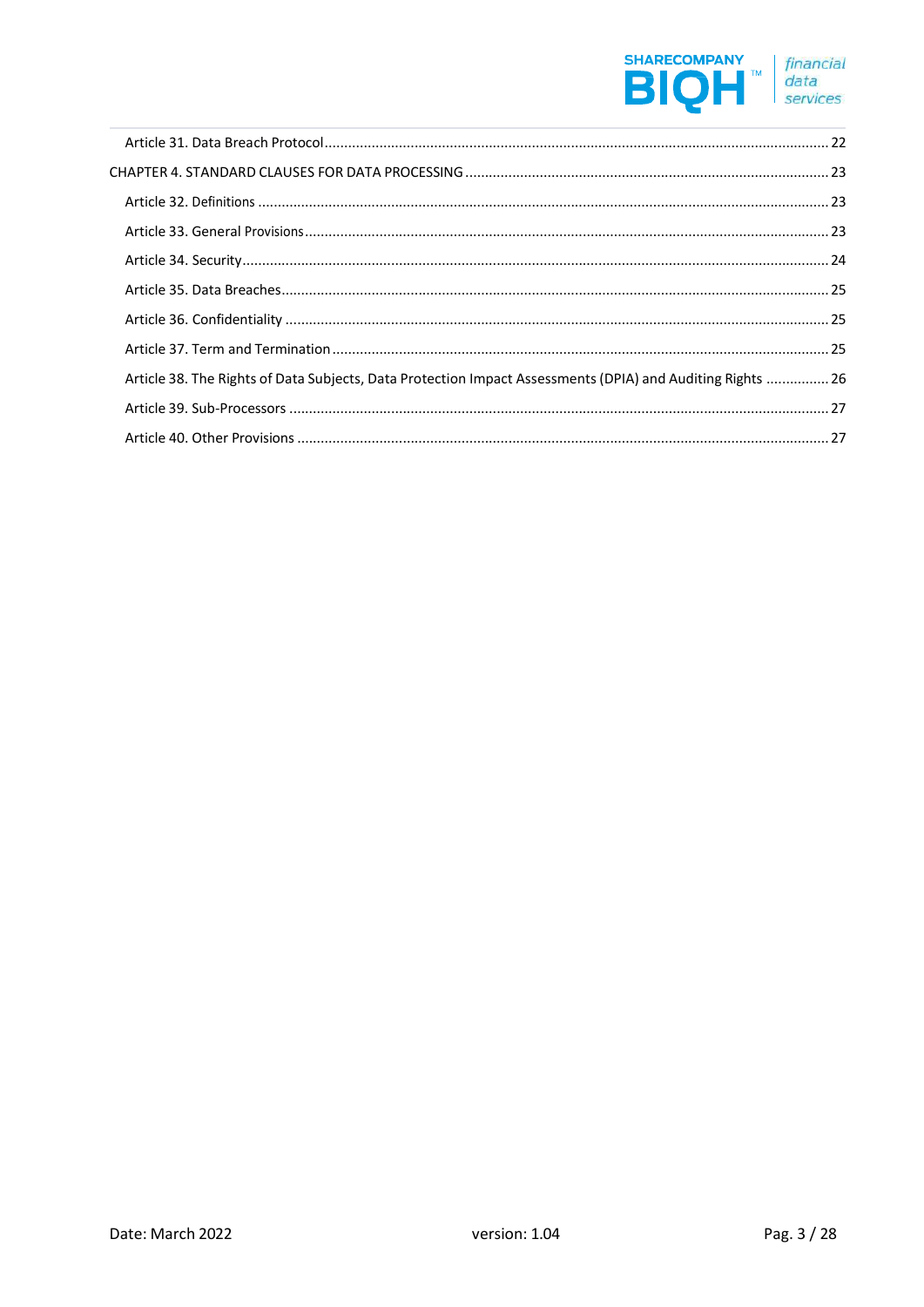Article 31. Data Breach Protocol ............................................................................................................. 22

CHAPTER 4. STANDARD CLAUSES FOR DATA PROCESSING ........................................................................ 23

Article 32. Definitions ................................................................................................................................ 23

Article 33. General Provisions .................................................................................................................... 23

Article 34. Security ...................................................................................................................................... 24

Article 35. Data Breaches ............................................................................................................................ 25

Article 36. Confidentiality ........................................................................................................................... 25

Article 37. Term and Termination ............................................................................................................... 25

Article 38. The Rights of Data Subjects, Data Protection Impact Assessments (DPIA) and Auditing Rights ................ 26

Article 39. Sub-Processors .......................................................................................................................... 27

Article 40. Other Provisions ........................................................................................................................ 27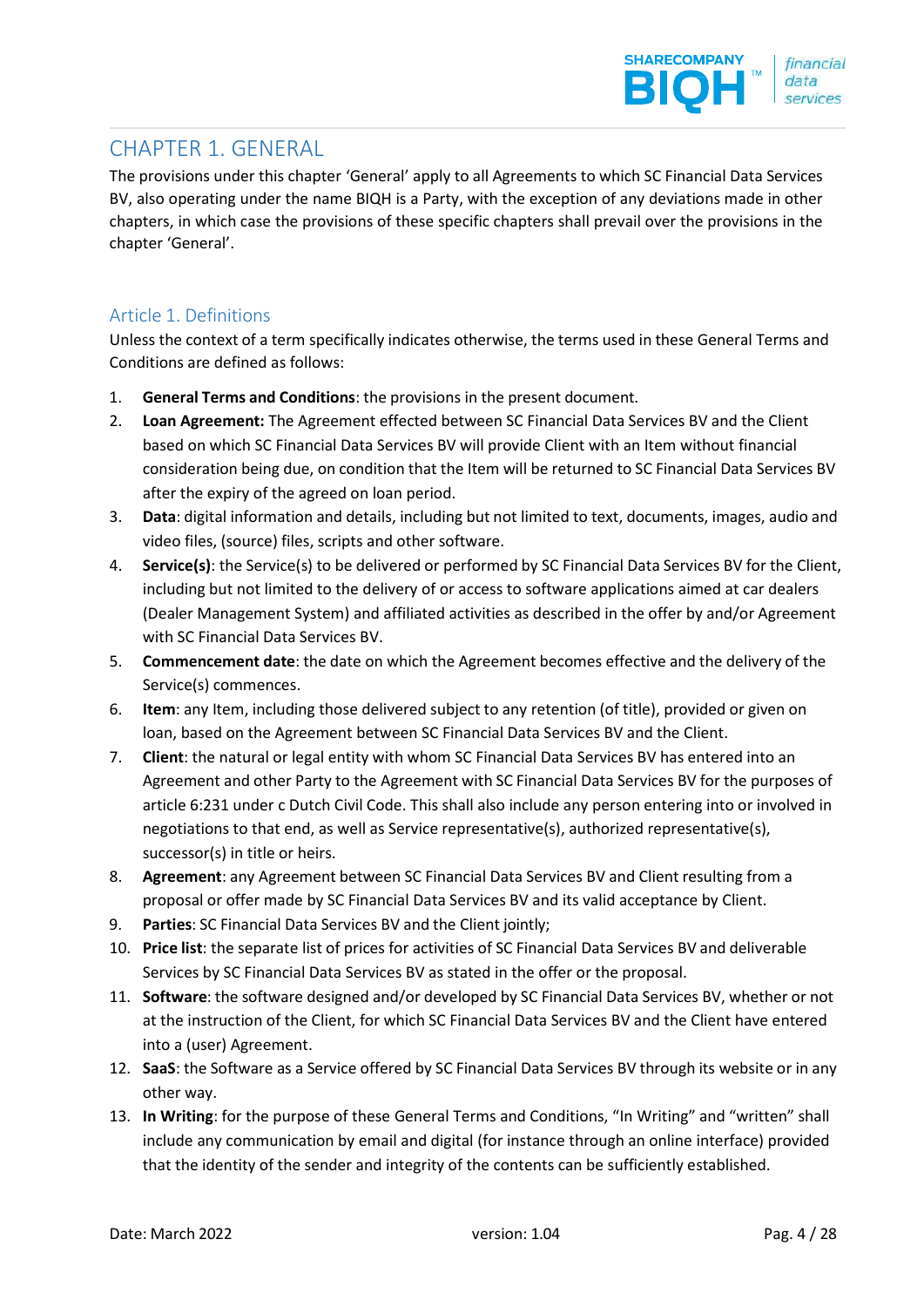# CHAPTER 1. GENERAL

The provisions under this chapter 'General' apply to all Agreements to which SC Financial Data Services BV, also operating under the name BIQH is a Party, with the exception of any deviations made in other chapters, in which case the provisions of these specific chapters shall prevail over the provisions in the chapter 'General'.

## Article 1. Definitions

Unless the context of a term specifically indicates otherwise, the terms used in these General Terms and Conditions are defined as follows:

1. **General Terms and Conditions**: the provisions in the present document.
2. **Loan Agreement:** The Agreement effected between SC Financial Data Services BV and the Client based on which SC Financial Data Services BV will provide Client with an Item without financial consideration being due, on condition that the Item will be returned to SC Financial Data Services BV after the expiry of the agreed on loan period.
3. **Data**: digital information and details, including but not limited to text, documents, images, audio and video files, (source) files, scripts and other software.
4. **Service(s)**: the Service(s) to be delivered or performed by SC Financial Data Services BV for the Client, including but not limited to the delivery of or access to software applications aimed at car dealers (Dealer Management System) and affiliated activities as described in the offer by and/or Agreement with SC Financial Data Services BV.
5. **Commencement date**: the date on which the Agreement becomes effective and the delivery of the Service(s) commences.
6. **Item**: any Item, including those delivered subject to any retention (of title), provided or given on loan, based on the Agreement between SC Financial Data Services BV and the Client.
7. **Client**: the natural or legal entity with whom SC Financial Data Services BV has entered into an Agreement and other Party to the Agreement with SC Financial Data Services BV for the purposes of article 6:231 under c Dutch Civil Code. This shall also include any person entering into or involved in negotiations to that end, as well as Service representative(s), authorized representative(s), successor(s) in title or heirs.
8. **Agreement**: any Agreement between SC Financial Data Services BV and Client resulting from a proposal or offer made by SC Financial Data Services BV and its valid acceptance by Client.
9. **Parties**: SC Financial Data Services BV and the Client jointly;
10. **Price list**: the separate list of prices for activities of SC Financial Data Services BV and deliverable Services by SC Financial Data Services BV as stated in the offer or the proposal.
11. **Software**: the software designed and/or developed by SC Financial Data Services BV, whether or not at the instruction of the Client, for which SC Financial Data Services BV and the Client have entered into a (user) Agreement.
12. **SaaS**: the Software as a Service offered by SC Financial Data Services BV through its website or in any other way.
13. **In Writing**: for the purpose of these General Terms and Conditions, "In Writing" and "written" shall include any communication by email and digital (for instance through an online interface) provided that the identity of the sender and integrity of the contents can be sufficiently established.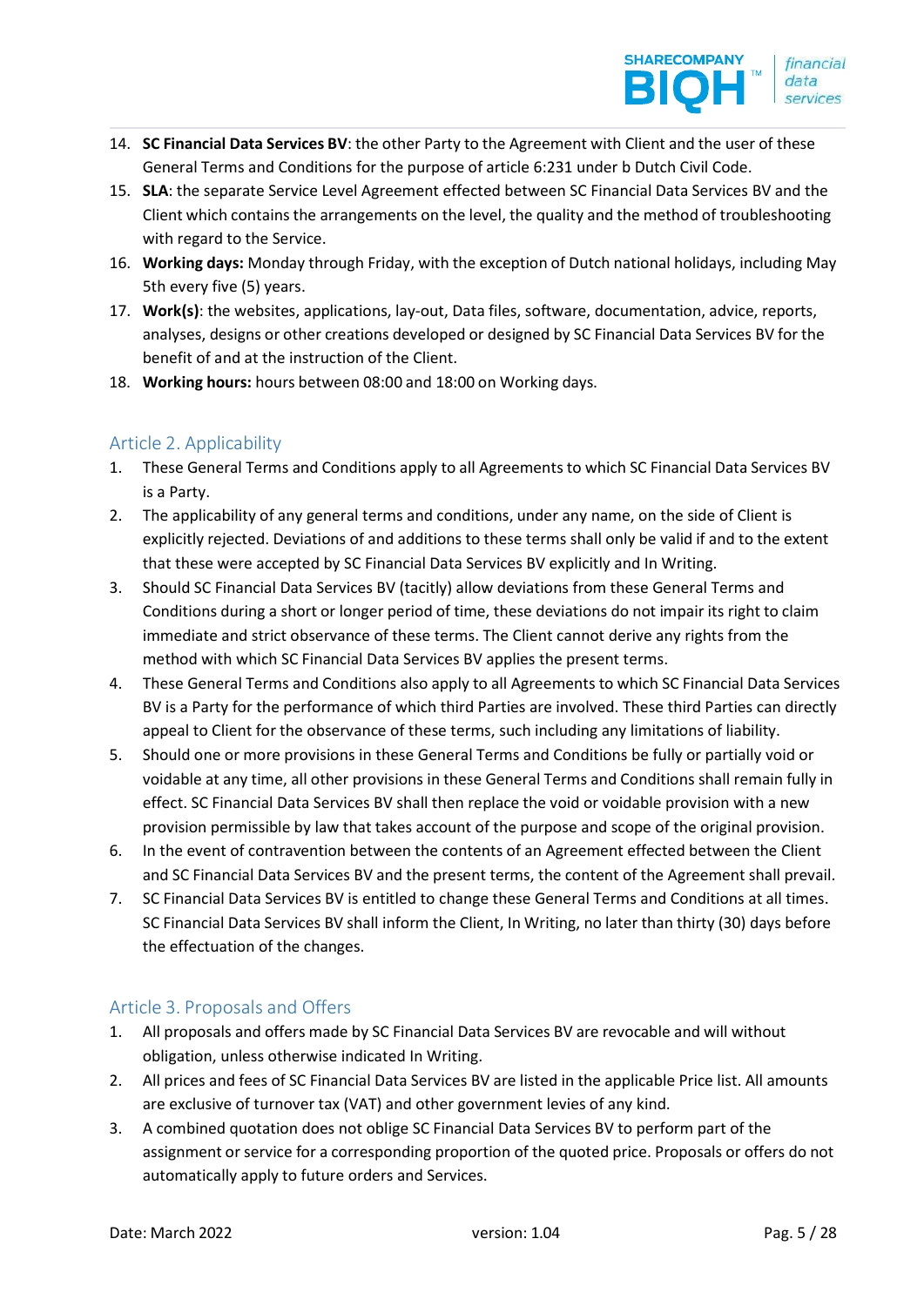14. **SC Financial Data Services BV**: the other Party to the Agreement with Client and the user of these General Terms and Conditions for the purpose of article 6:231 under b Dutch Civil Code.
15. **SLA**: the separate Service Level Agreement effected between SC Financial Data Services BV and the Client which contains the arrangements on the level, the quality and the method of troubleshooting with regard to the Service.
16. **Working days:** Monday through Friday, with the exception of Dutch national holidays, including May 5th every five (5) years.
17. **Work(s)**: the websites, applications, lay-out, Data files, software, documentation, advice, reports, analyses, designs or other creations developed or designed by SC Financial Data Services BV for the benefit of and at the instruction of the Client.
18. **Working hours:** hours between 08:00 and 18:00 on Working days.

## Article 2. Applicability

1. These General Terms and Conditions apply to all Agreements to which SC Financial Data Services BV is a Party.
2. The applicability of any general terms and conditions, under any name, on the side of Client is explicitly rejected. Deviations of and additions to these terms shall only be valid if and to the extent that these were accepted by SC Financial Data Services BV explicitly and In Writing.
3. Should SC Financial Data Services BV (tacitly) allow deviations from these General Terms and Conditions during a short or longer period of time, these deviations do not impair its right to claim immediate and strict observance of these terms. The Client cannot derive any rights from the method with which SC Financial Data Services BV applies the present terms.
4. These General Terms and Conditions also apply to all Agreements to which SC Financial Data Services BV is a Party for the performance of which third Parties are involved. These third Parties can directly appeal to Client for the observance of these terms, such including any limitations of liability.
5. Should one or more provisions in these General Terms and Conditions be fully or partially void or voidable at any time, all other provisions in these General Terms and Conditions shall remain fully in effect. SC Financial Data Services BV shall then replace the void or voidable provision with a new provision permissible by law that takes account of the purpose and scope of the original provision.
6. In the event of contravention between the contents of an Agreement effected between the Client and SC Financial Data Services BV and the present terms, the content of the Agreement shall prevail.
7. SC Financial Data Services BV is entitled to change these General Terms and Conditions at all times. SC Financial Data Services BV shall inform the Client, In Writing, no later than thirty (30) days before the effectuation of the changes.

## Article 3. Proposals and Offers

1. All proposals and offers made by SC Financial Data Services BV are revocable and will without obligation, unless otherwise indicated In Writing.
2. All prices and fees of SC Financial Data Services BV are listed in the applicable Price list. All amounts are exclusive of turnover tax (VAT) and other government levies of any kind.
3. A combined quotation does not oblige SC Financial Data Services BV to perform part of the assignment or service for a corresponding proportion of the quoted price. Proposals or offers do not automatically apply to future orders and Services.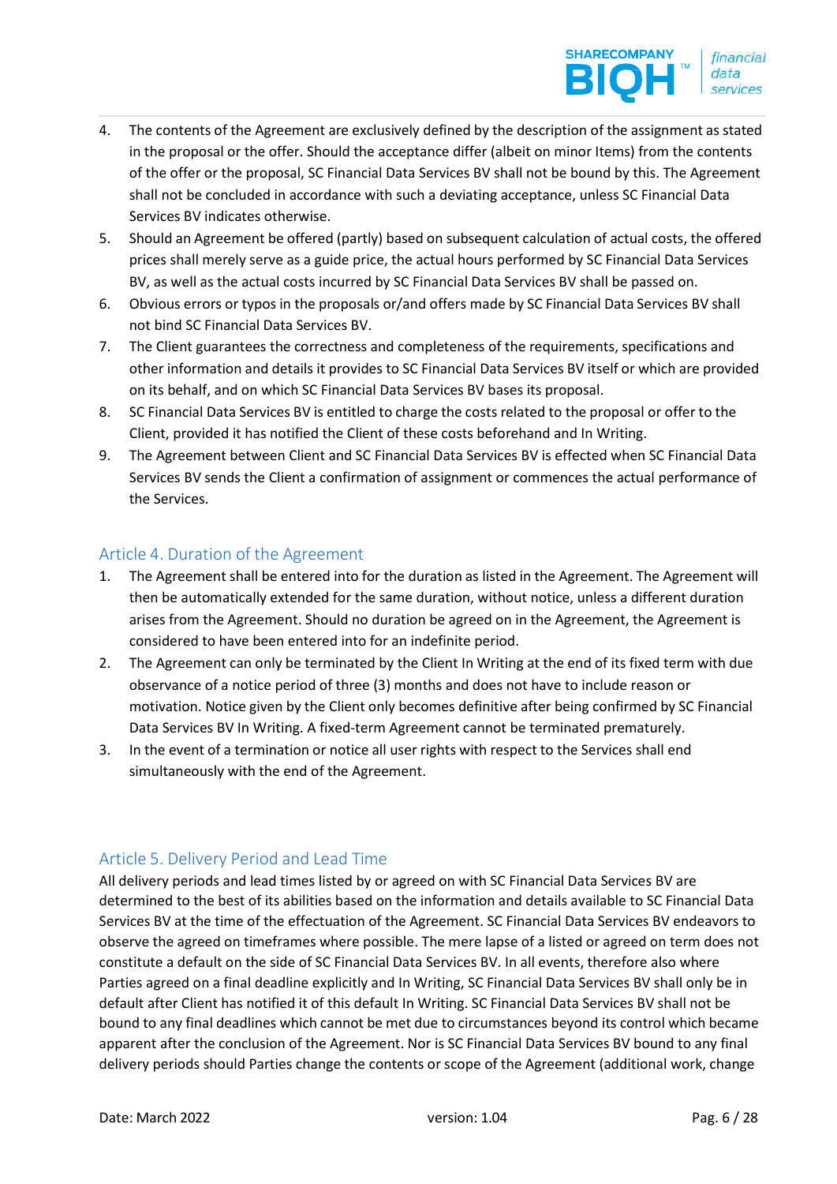4. The contents of the Agreement are exclusively defined by the description of the assignment as stated in the proposal or the offer. Should the acceptance differ (albeit on minor Items) from the contents of the offer or the proposal, SC Financial Data Services BV shall not be bound by this. The Agreement shall not be concluded in accordance with such a deviating acceptance, unless SC Financial Data Services BV indicates otherwise.
5. Should an Agreement be offered (partly) based on subsequent calculation of actual costs, the offered prices shall merely serve as a guide price, the actual hours performed by SC Financial Data Services BV, as well as the actual costs incurred by SC Financial Data Services BV shall be passed on.
6. Obvious errors or typos in the proposals or/and offers made by SC Financial Data Services BV shall not bind SC Financial Data Services BV.
7. The Client guarantees the correctness and completeness of the requirements, specifications and other information and details it provides to SC Financial Data Services BV itself or which are provided on its behalf, and on which SC Financial Data Services BV bases its proposal.
8. SC Financial Data Services BV is entitled to charge the costs related to the proposal or offer to the Client, provided it has notified the Client of these costs beforehand and In Writing.
9. The Agreement between Client and SC Financial Data Services BV is effected when SC Financial Data Services BV sends the Client a confirmation of assignment or commences the actual performance of the Services.

## Article 4. Duration of the Agreement

1. The Agreement shall be entered into for the duration as listed in the Agreement. The Agreement will then be automatically extended for the same duration, without notice, unless a different duration arises from the Agreement. Should no duration be agreed on in the Agreement, the Agreement is considered to have been entered into for an indefinite period.
2. The Agreement can only be terminated by the Client In Writing at the end of its fixed term with due observance of a notice period of three (3) months and does not have to include reason or motivation. Notice given by the Client only becomes definitive after being confirmed by SC Financial Data Services BV In Writing. A fixed-term Agreement cannot be terminated prematurely.
3. In the event of a termination or notice all user rights with respect to the Services shall end simultaneously with the end of the Agreement.

## Article 5. Delivery Period and Lead Time

All delivery periods and lead times listed by or agreed on with SC Financial Data Services BV are determined to the best of its abilities based on the information and details available to SC Financial Data Services BV at the time of the effectuation of the Agreement. SC Financial Data Services BV endeavors to observe the agreed on timeframes where possible. The mere lapse of a listed or agreed on term does not constitute a default on the side of SC Financial Data Services BV. In all events, therefore also where Parties agreed on a final deadline explicitly and In Writing, SC Financial Data Services BV shall only be in default after Client has notified it of this default In Writing. SC Financial Data Services BV shall not be bound to any final deadlines which cannot be met due to circumstances beyond its control which became apparent after the conclusion of the Agreement. Nor is SC Financial Data Services BV bound to any final delivery periods should Parties change the contents or scope of the Agreement (additional work, change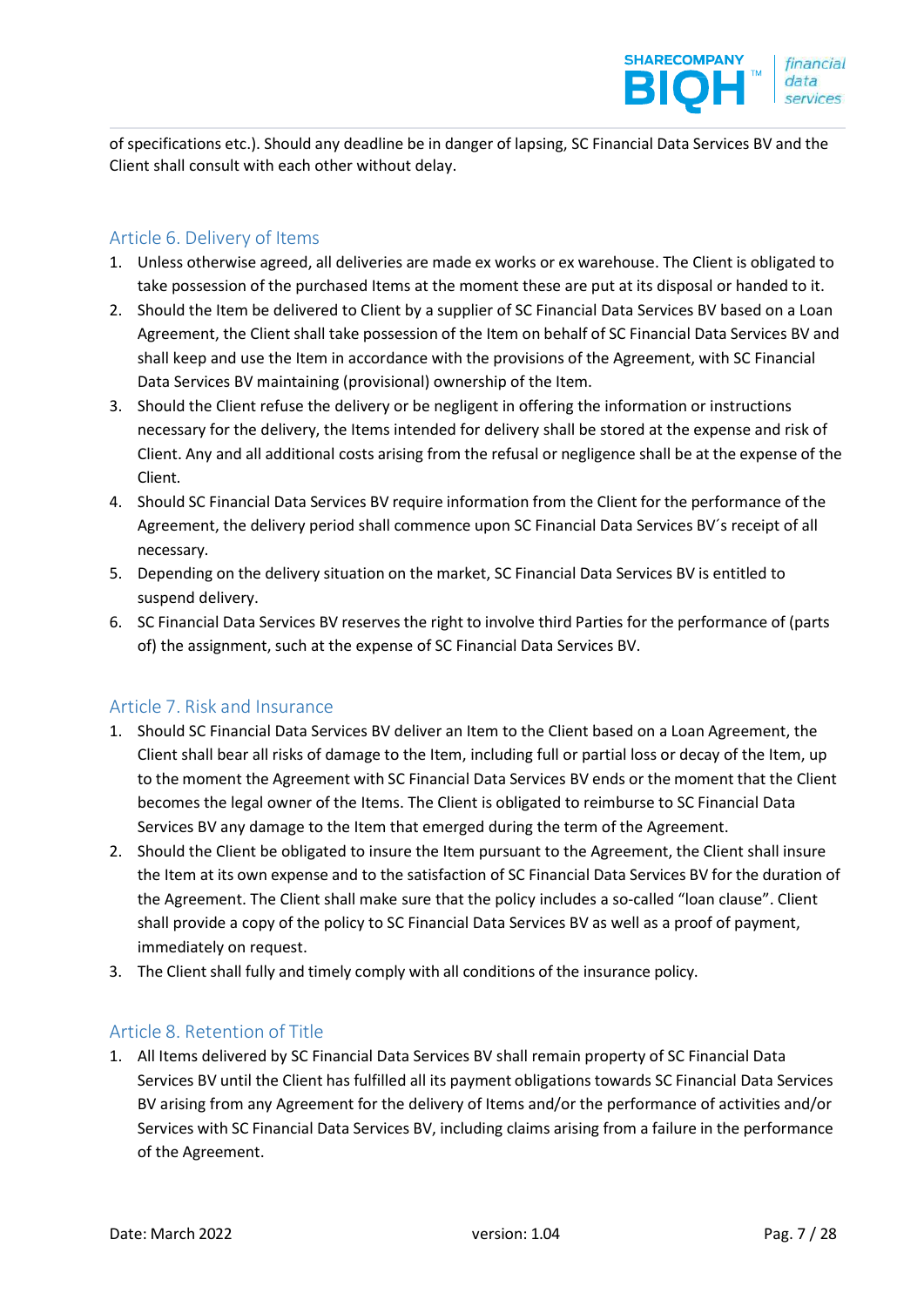of specifications etc.). Should any deadline be in danger of lapsing, SC Financial Data Services BV and the Client shall consult with each other without delay.

## Article 6. Delivery of Items

1. Unless otherwise agreed, all deliveries are made ex works or ex warehouse. The Client is obligated to take possession of the purchased Items at the moment these are put at its disposal or handed to it.
2. Should the Item be delivered to Client by a supplier of SC Financial Data Services BV based on a Loan Agreement, the Client shall take possession of the Item on behalf of SC Financial Data Services BV and shall keep and use the Item in accordance with the provisions of the Agreement, with SC Financial Data Services BV maintaining (provisional) ownership of the Item.
3. Should the Client refuse the delivery or be negligent in offering the information or instructions necessary for the delivery, the Items intended for delivery shall be stored at the expense and risk of Client. Any and all additional costs arising from the refusal or negligence shall be at the expense of the Client.
4. Should SC Financial Data Services BV require information from the Client for the performance of the Agreement, the delivery period shall commence upon SC Financial Data Services BV´s receipt of all necessary.
5. Depending on the delivery situation on the market, SC Financial Data Services BV is entitled to suspend delivery.
6. SC Financial Data Services BV reserves the right to involve third Parties for the performance of (parts of) the assignment, such at the expense of SC Financial Data Services BV.

## Article 7. Risk and Insurance

1. Should SC Financial Data Services BV deliver an Item to the Client based on a Loan Agreement, the Client shall bear all risks of damage to the Item, including full or partial loss or decay of the Item, up to the moment the Agreement with SC Financial Data Services BV ends or the moment that the Client becomes the legal owner of the Items. The Client is obligated to reimburse to SC Financial Data Services BV any damage to the Item that emerged during the term of the Agreement.
2. Should the Client be obligated to insure the Item pursuant to the Agreement, the Client shall insure the Item at its own expense and to the satisfaction of SC Financial Data Services BV for the duration of the Agreement. The Client shall make sure that the policy includes a so-called "loan clause". Client shall provide a copy of the policy to SC Financial Data Services BV as well as a proof of payment, immediately on request.
3. The Client shall fully and timely comply with all conditions of the insurance policy.

## Article 8. Retention of Title

1. All Items delivered by SC Financial Data Services BV shall remain property of SC Financial Data Services BV until the Client has fulfilled all its payment obligations towards SC Financial Data Services BV arising from any Agreement for the delivery of Items and/or the performance of activities and/or Services with SC Financial Data Services BV, including claims arising from a failure in the performance of the Agreement.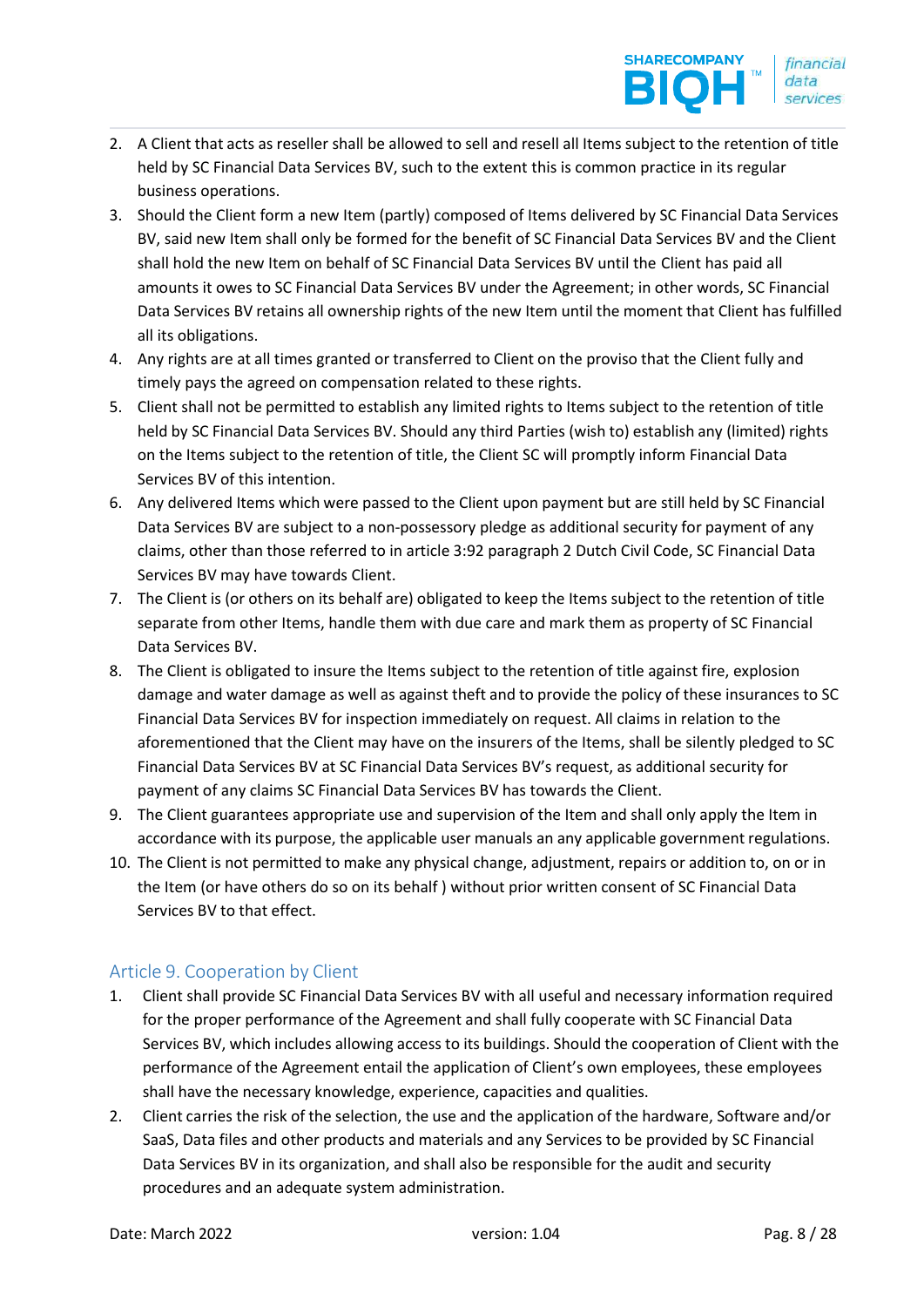2. A Client that acts as reseller shall be allowed to sell and resell all Items subject to the retention of title held by SC Financial Data Services BV, such to the extent this is common practice in its regular business operations.
3. Should the Client form a new Item (partly) composed of Items delivered by SC Financial Data Services BV, said new Item shall only be formed for the benefit of SC Financial Data Services BV and the Client shall hold the new Item on behalf of SC Financial Data Services BV until the Client has paid all amounts it owes to SC Financial Data Services BV under the Agreement; in other words, SC Financial Data Services BV retains all ownership rights of the new Item until the moment that Client has fulfilled all its obligations.
4. Any rights are at all times granted or transferred to Client on the proviso that the Client fully and timely pays the agreed on compensation related to these rights.
5. Client shall not be permitted to establish any limited rights to Items subject to the retention of title held by SC Financial Data Services BV. Should any third Parties (wish to) establish any (limited) rights on the Items subject to the retention of title, the Client SC will promptly inform Financial Data Services BV of this intention.
6. Any delivered Items which were passed to the Client upon payment but are still held by SC Financial Data Services BV are subject to a non-possessory pledge as additional security for payment of any claims, other than those referred to in article 3:92 paragraph 2 Dutch Civil Code, SC Financial Data Services BV may have towards Client.
7. The Client is (or others on its behalf are) obligated to keep the Items subject to the retention of title separate from other Items, handle them with due care and mark them as property of SC Financial Data Services BV.
8. The Client is obligated to insure the Items subject to the retention of title against fire, explosion damage and water damage as well as against theft and to provide the policy of these insurances to SC Financial Data Services BV for inspection immediately on request. All claims in relation to the aforementioned that the Client may have on the insurers of the Items, shall be silently pledged to SC Financial Data Services BV at SC Financial Data Services BV's request, as additional security for payment of any claims SC Financial Data Services BV has towards the Client.
9. The Client guarantees appropriate use and supervision of the Item and shall only apply the Item in accordance with its purpose, the applicable user manuals an any applicable government regulations.
10. The Client is not permitted to make any physical change, adjustment, repairs or addition to, on or in the Item (or have others do so on its behalf ) without prior written consent of SC Financial Data Services BV to that effect.

## Article 9. Cooperation by Client

1. Client shall provide SC Financial Data Services BV with all useful and necessary information required for the proper performance of the Agreement and shall fully cooperate with SC Financial Data Services BV, which includes allowing access to its buildings. Should the cooperation of Client with the performance of the Agreement entail the application of Client's own employees, these employees shall have the necessary knowledge, experience, capacities and qualities.
2. Client carries the risk of the selection, the use and the application of the hardware, Software and/or SaaS, Data files and other products and materials and any Services to be provided by SC Financial Data Services BV in its organization, and shall also be responsible for the audit and security procedures and an adequate system administration.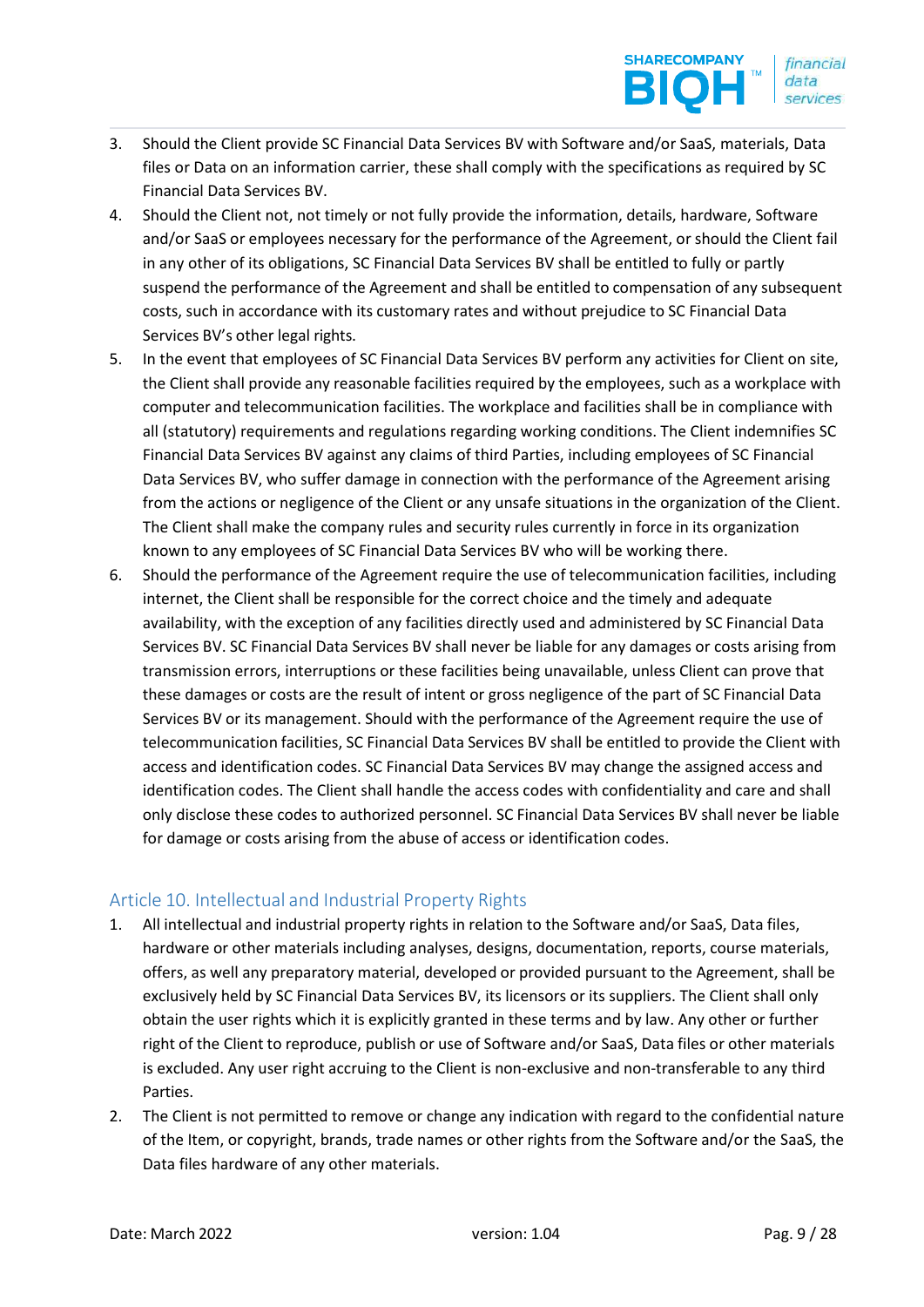3. Should the Client provide SC Financial Data Services BV with Software and/or SaaS, materials, Data files or Data on an information carrier, these shall comply with the specifications as required by SC Financial Data Services BV.
4. Should the Client not, not timely or not fully provide the information, details, hardware, Software and/or SaaS or employees necessary for the performance of the Agreement, or should the Client fail in any other of its obligations, SC Financial Data Services BV shall be entitled to fully or partly suspend the performance of the Agreement and shall be entitled to compensation of any subsequent costs, such in accordance with its customary rates and without prejudice to SC Financial Data Services BV's other legal rights.
5. In the event that employees of SC Financial Data Services BV perform any activities for Client on site, the Client shall provide any reasonable facilities required by the employees, such as a workplace with computer and telecommunication facilities. The workplace and facilities shall be in compliance with all (statutory) requirements and regulations regarding working conditions. The Client indemnifies SC Financial Data Services BV against any claims of third Parties, including employees of SC Financial Data Services BV, who suffer damage in connection with the performance of the Agreement arising from the actions or negligence of the Client or any unsafe situations in the organization of the Client. The Client shall make the company rules and security rules currently in force in its organization known to any employees of SC Financial Data Services BV who will be working there.
6. Should the performance of the Agreement require the use of telecommunication facilities, including internet, the Client shall be responsible for the correct choice and the timely and adequate availability, with the exception of any facilities directly used and administered by SC Financial Data Services BV. SC Financial Data Services BV shall never be liable for any damages or costs arising from transmission errors, interruptions or these facilities being unavailable, unless Client can prove that these damages or costs are the result of intent or gross negligence of the part of SC Financial Data Services BV or its management. Should with the performance of the Agreement require the use of telecommunication facilities, SC Financial Data Services BV shall be entitled to provide the Client with access and identification codes. SC Financial Data Services BV may change the assigned access and identification codes. The Client shall handle the access codes with confidentiality and care and shall only disclose these codes to authorized personnel. SC Financial Data Services BV shall never be liable for damage or costs arising from the abuse of access or identification codes.

## Article 10. Intellectual and Industrial Property Rights

1. All intellectual and industrial property rights in relation to the Software and/or SaaS, Data files, hardware or other materials including analyses, designs, documentation, reports, course materials, offers, as well any preparatory material, developed or provided pursuant to the Agreement, shall be exclusively held by SC Financial Data Services BV, its licensors or its suppliers. The Client shall only obtain the user rights which it is explicitly granted in these terms and by law. Any other or further right of the Client to reproduce, publish or use of Software and/or SaaS, Data files or other materials is excluded. Any user right accruing to the Client is non-exclusive and non-transferable to any third Parties.
2. The Client is not permitted to remove or change any indication with regard to the confidential nature of the Item, or copyright, brands, trade names or other rights from the Software and/or the SaaS, the Data files hardware of any other materials.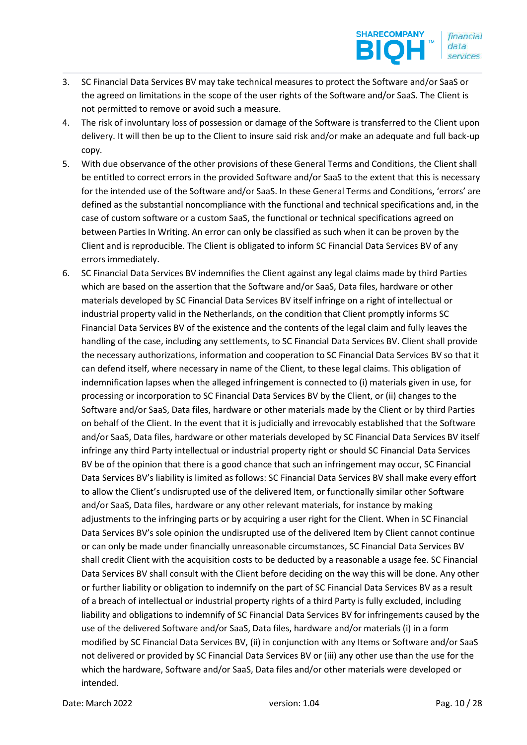3. SC Financial Data Services BV may take technical measures to protect the Software and/or SaaS or the agreed on limitations in the scope of the user rights of the Software and/or SaaS. The Client is not permitted to remove or avoid such a measure.
4. The risk of involuntary loss of possession or damage of the Software is transferred to the Client upon delivery. It will then be up to the Client to insure said risk and/or make an adequate and full back-up copy.
5. With due observance of the other provisions of these General Terms and Conditions, the Client shall be entitled to correct errors in the provided Software and/or SaaS to the extent that this is necessary for the intended use of the Software and/or SaaS. In these General Terms and Conditions, 'errors' are defined as the substantial noncompliance with the functional and technical specifications and, in the case of custom software or a custom SaaS, the functional or technical specifications agreed on between Parties In Writing. An error can only be classified as such when it can be proven by the Client and is reproducible. The Client is obligated to inform SC Financial Data Services BV of any errors immediately.
6. SC Financial Data Services BV indemnifies the Client against any legal claims made by third Parties which are based on the assertion that the Software and/or SaaS, Data files, hardware or other materials developed by SC Financial Data Services BV itself infringe on a right of intellectual or industrial property valid in the Netherlands, on the condition that Client promptly informs SC Financial Data Services BV of the existence and the contents of the legal claim and fully leaves the handling of the case, including any settlements, to SC Financial Data Services BV. Client shall provide the necessary authorizations, information and cooperation to SC Financial Data Services BV so that it can defend itself, where necessary in name of the Client, to these legal claims. This obligation of indemnification lapses when the alleged infringement is connected to (i) materials given in use, for processing or incorporation to SC Financial Data Services BV by the Client, or (ii) changes to the Software and/or SaaS, Data files, hardware or other materials made by the Client or by third Parties on behalf of the Client. In the event that it is judicially and irrevocably established that the Software and/or SaaS, Data files, hardware or other materials developed by SC Financial Data Services BV itself infringe any third Party intellectual or industrial property right or should SC Financial Data Services BV be of the opinion that there is a good chance that such an infringement may occur, SC Financial Data Services BV's liability is limited as follows: SC Financial Data Services BV shall make every effort to allow the Client's undisrupted use of the delivered Item, or functionally similar other Software and/or SaaS, Data files, hardware or any other relevant materials, for instance by making adjustments to the infringing parts or by acquiring a user right for the Client. When in SC Financial Data Services BV's sole opinion the undisrupted use of the delivered Item by Client cannot continue or can only be made under financially unreasonable circumstances, SC Financial Data Services BV shall credit Client with the acquisition costs to be deducted by a reasonable usage fee. SC Financial Data Services BV shall consult with the Client before deciding on the way this will be done. Any other or further liability or obligation to indemnify on the part of SC Financial Data Services BV as a result of a breach of intellectual or industrial property rights of a third Party is fully excluded, including liability and obligations to indemnify of SC Financial Data Services BV for infringements caused by the use of the delivered Software and/or SaaS, Data files, hardware and/or materials (i) in a form modified by SC Financial Data Services BV, (ii) in conjunction with any Items or Software and/or SaaS not delivered or provided by SC Financial Data Services BV or (iii) any other use than the use for the which the hardware, Software and/or SaaS, Data files and/or other materials were developed or intended.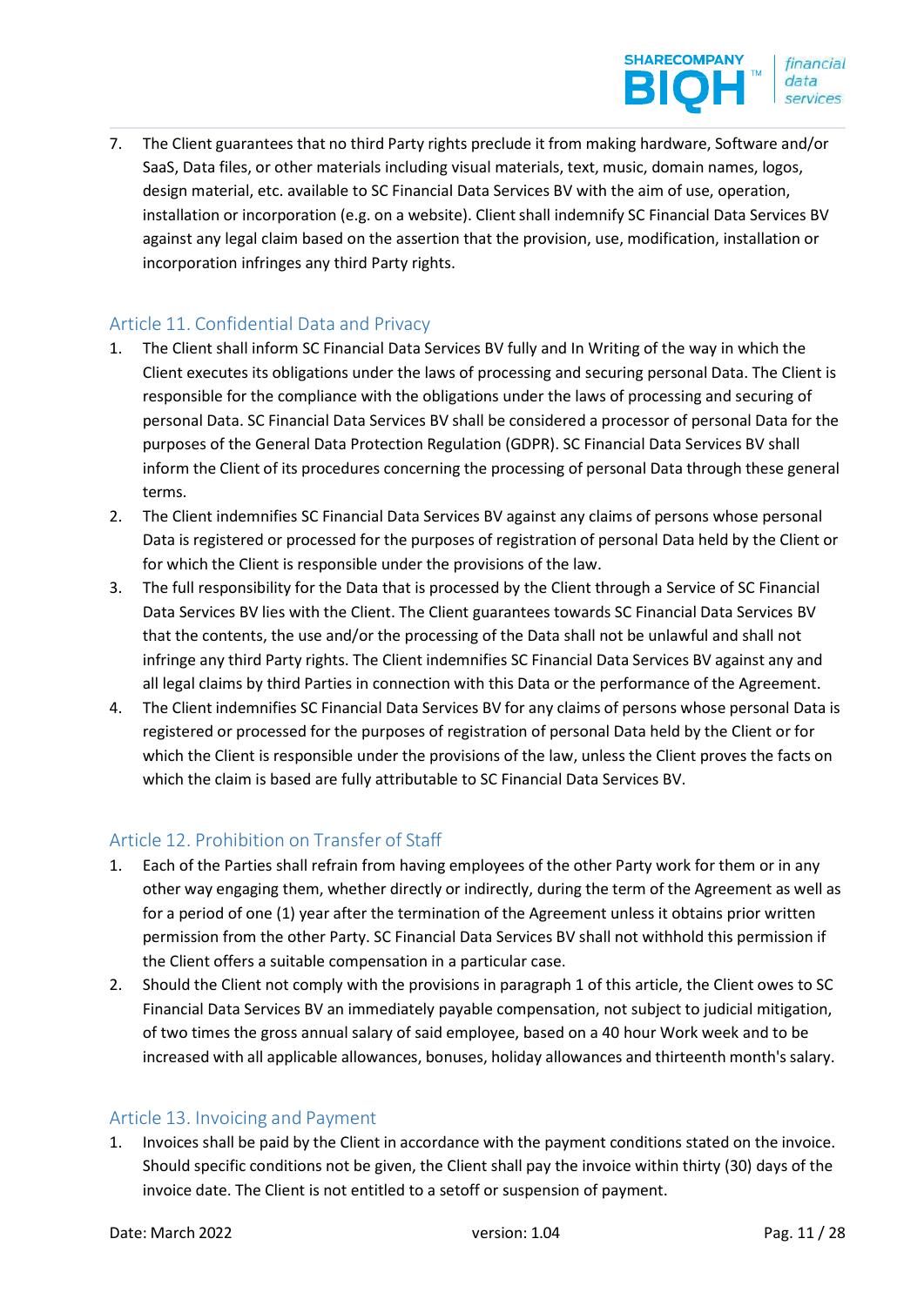7. The Client guarantees that no third Party rights preclude it from making hardware, Software and/or SaaS, Data files, or other materials including visual materials, text, music, domain names, logos, design material, etc. available to SC Financial Data Services BV with the aim of use, operation, installation or incorporation (e.g. on a website). Client shall indemnify SC Financial Data Services BV against any legal claim based on the assertion that the provision, use, modification, installation or incorporation infringes any third Party rights.

## Article 11. Confidential Data and Privacy

1. The Client shall inform SC Financial Data Services BV fully and In Writing of the way in which the Client executes its obligations under the laws of processing and securing personal Data. The Client is responsible for the compliance with the obligations under the laws of processing and securing of personal Data. SC Financial Data Services BV shall be considered a processor of personal Data for the purposes of the General Data Protection Regulation (GDPR). SC Financial Data Services BV shall inform the Client of its procedures concerning the processing of personal Data through these general terms.
2. The Client indemnifies SC Financial Data Services BV against any claims of persons whose personal Data is registered or processed for the purposes of registration of personal Data held by the Client or for which the Client is responsible under the provisions of the law.
3. The full responsibility for the Data that is processed by the Client through a Service of SC Financial Data Services BV lies with the Client. The Client guarantees towards SC Financial Data Services BV that the contents, the use and/or the processing of the Data shall not be unlawful and shall not infringe any third Party rights. The Client indemnifies SC Financial Data Services BV against any and all legal claims by third Parties in connection with this Data or the performance of the Agreement.
4. The Client indemnifies SC Financial Data Services BV for any claims of persons whose personal Data is registered or processed for the purposes of registration of personal Data held by the Client or for which the Client is responsible under the provisions of the law, unless the Client proves the facts on which the claim is based are fully attributable to SC Financial Data Services BV.

## Article 12. Prohibition on Transfer of Staff

1. Each of the Parties shall refrain from having employees of the other Party work for them or in any other way engaging them, whether directly or indirectly, during the term of the Agreement as well as for a period of one (1) year after the termination of the Agreement unless it obtains prior written permission from the other Party. SC Financial Data Services BV shall not withhold this permission if the Client offers a suitable compensation in a particular case.
2. Should the Client not comply with the provisions in paragraph 1 of this article, the Client owes to SC Financial Data Services BV an immediately payable compensation, not subject to judicial mitigation, of two times the gross annual salary of said employee, based on a 40 hour Work week and to be increased with all applicable allowances, bonuses, holiday allowances and thirteenth month's salary.

## Article 13. Invoicing and Payment

1. Invoices shall be paid by the Client in accordance with the payment conditions stated on the invoice. Should specific conditions not be given, the Client shall pay the invoice within thirty (30) days of the invoice date. The Client is not entitled to a setoff or suspension of payment.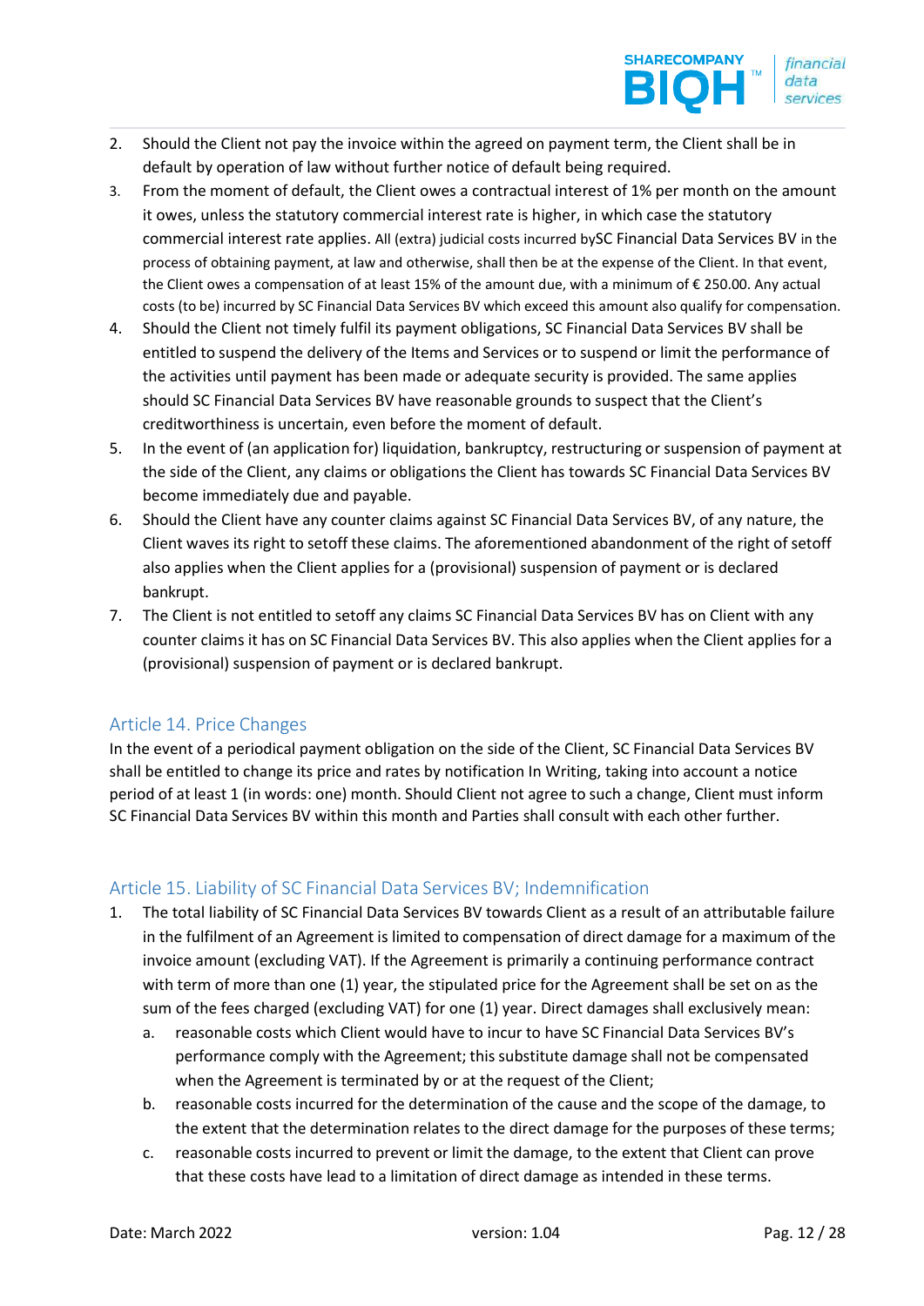2. Should the Client not pay the invoice within the agreed on payment term, the Client shall be in default by operation of law without further notice of default being required.
3. From the moment of default, the Client owes a contractual interest of 1% per month on the amount it owes, unless the statutory commercial interest rate is higher, in which case the statutory commercial interest rate applies. All (extra) judicial costs incurred bySC Financial Data Services BV in the process of obtaining payment, at law and otherwise, shall then be at the expense of the Client. In that event, the Client owes a compensation of at least 15% of the amount due, with a minimum of € 250.00. Any actual costs (to be) incurred by SC Financial Data Services BV which exceed this amount also qualify for compensation.
4. Should the Client not timely fulfil its payment obligations, SC Financial Data Services BV shall be entitled to suspend the delivery of the Items and Services or to suspend or limit the performance of the activities until payment has been made or adequate security is provided. The same applies should SC Financial Data Services BV have reasonable grounds to suspect that the Client's creditworthiness is uncertain, even before the moment of default.
5. In the event of (an application for) liquidation, bankruptcy, restructuring or suspension of payment at the side of the Client, any claims or obligations the Client has towards SC Financial Data Services BV become immediately due and payable.
6. Should the Client have any counter claims against SC Financial Data Services BV, of any nature, the Client waves its right to setoff these claims. The aforementioned abandonment of the right of setoff also applies when the Client applies for a (provisional) suspension of payment or is declared bankrupt.
7. The Client is not entitled to setoff any claims SC Financial Data Services BV has on Client with any counter claims it has on SC Financial Data Services BV. This also applies when the Client applies for a (provisional) suspension of payment or is declared bankrupt.

## Article 14. Price Changes

In the event of a periodical payment obligation on the side of the Client, SC Financial Data Services BV shall be entitled to change its price and rates by notification In Writing, taking into account a notice period of at least 1 (in words: one) month. Should Client not agree to such a change, Client must inform SC Financial Data Services BV within this month and Parties shall consult with each other further.

## Article 15. Liability of SC Financial Data Services BV; Indemnification

1. The total liability of SC Financial Data Services BV towards Client as a result of an attributable failure in the fulfilment of an Agreement is limited to compensation of direct damage for a maximum of the invoice amount (excluding VAT). If the Agreement is primarily a continuing performance contract with term of more than one (1) year, the stipulated price for the Agreement shall be set on as the sum of the fees charged (excluding VAT) for one (1) year. Direct damages shall exclusively mean:
   a. reasonable costs which Client would have to incur to have SC Financial Data Services BV's performance comply with the Agreement; this substitute damage shall not be compensated when the Agreement is terminated by or at the request of the Client;
   b. reasonable costs incurred for the determination of the cause and the scope of the damage, to the extent that the determination relates to the direct damage for the purposes of these terms;
   c. reasonable costs incurred to prevent or limit the damage, to the extent that Client can prove that these costs have lead to a limitation of direct damage as intended in these terms.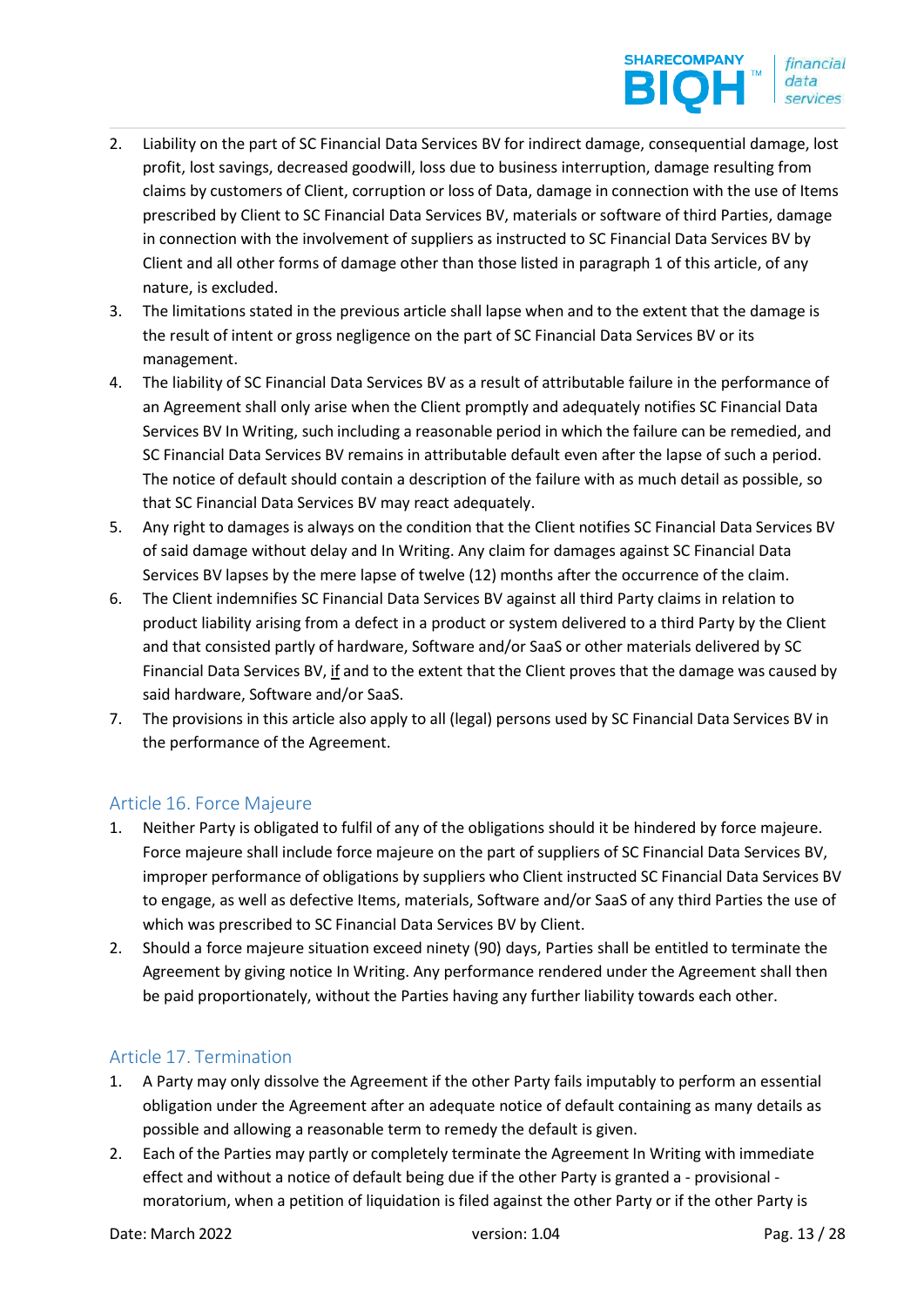2. Liability on the part of SC Financial Data Services BV for indirect damage, consequential damage, lost profit, lost savings, decreased goodwill, loss due to business interruption, damage resulting from claims by customers of Client, corruption or loss of Data, damage in connection with the use of Items prescribed by Client to SC Financial Data Services BV, materials or software of third Parties, damage in connection with the involvement of suppliers as instructed to SC Financial Data Services BV by Client and all other forms of damage other than those listed in paragraph 1 of this article, of any nature, is excluded.
3. The limitations stated in the previous article shall lapse when and to the extent that the damage is the result of intent or gross negligence on the part of SC Financial Data Services BV or its management.
4. The liability of SC Financial Data Services BV as a result of attributable failure in the performance of an Agreement shall only arise when the Client promptly and adequately notifies SC Financial Data Services BV In Writing, such including a reasonable period in which the failure can be remedied, and SC Financial Data Services BV remains in attributable default even after the lapse of such a period. The notice of default should contain a description of the failure with as much detail as possible, so that SC Financial Data Services BV may react adequately.
5. Any right to damages is always on the condition that the Client notifies SC Financial Data Services BV of said damage without delay and In Writing. Any claim for damages against SC Financial Data Services BV lapses by the mere lapse of twelve (12) months after the occurrence of the claim.
6. The Client indemnifies SC Financial Data Services BV against all third Party claims in relation to product liability arising from a defect in a product or system delivered to a third Party by the Client and that consisted partly of hardware, Software and/or SaaS or other materials delivered by SC Financial Data Services BV, if and to the extent that the Client proves that the damage was caused by said hardware, Software and/or SaaS.
7. The provisions in this article also apply to all (legal) persons used by SC Financial Data Services BV in the performance of the Agreement.

## Article 16. Force Majeure

1. Neither Party is obligated to fulfil of any of the obligations should it be hindered by force majeure. Force majeure shall include force majeure on the part of suppliers of SC Financial Data Services BV, improper performance of obligations by suppliers who Client instructed SC Financial Data Services BV to engage, as well as defective Items, materials, Software and/or SaaS of any third Parties the use of which was prescribed to SC Financial Data Services BV by Client.
2. Should a force majeure situation exceed ninety (90) days, Parties shall be entitled to terminate the Agreement by giving notice In Writing. Any performance rendered under the Agreement shall then be paid proportionately, without the Parties having any further liability towards each other.

## Article 17. Termination

1. A Party may only dissolve the Agreement if the other Party fails imputably to perform an essential obligation under the Agreement after an adequate notice of default containing as many details as possible and allowing a reasonable term to remedy the default is given.
2. Each of the Parties may partly or completely terminate the Agreement In Writing with immediate effect and without a notice of default being due if the other Party is granted a - provisional - moratorium, when a petition of liquidation is filed against the other Party or if the other Party is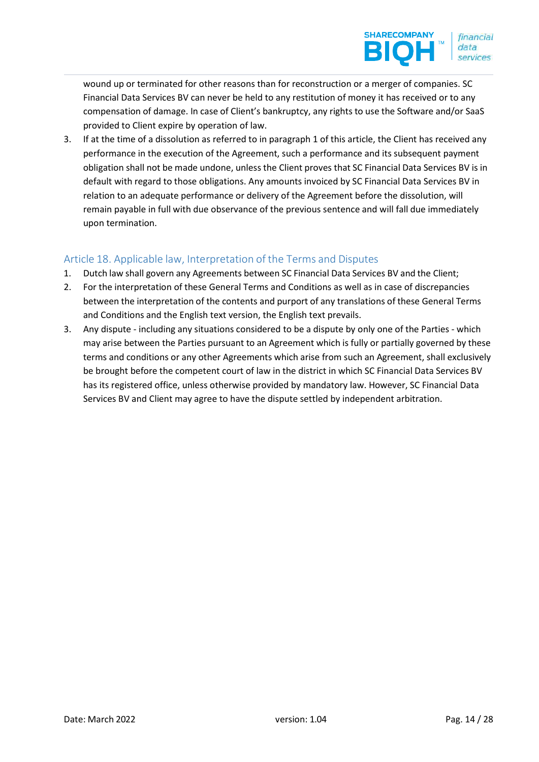wound up or terminated for other reasons than for reconstruction or a merger of companies. SC Financial Data Services BV can never be held to any restitution of money it has received or to any compensation of damage. In case of Client's bankruptcy, any rights to use the Software and/or SaaS provided to Client expire by operation of law.

3. If at the time of a dissolution as referred to in paragraph 1 of this article, the Client has received any performance in the execution of the Agreement, such a performance and its subsequent payment obligation shall not be made undone, unless the Client proves that SC Financial Data Services BV is in default with regard to those obligations. Any amounts invoiced by SC Financial Data Services BV in relation to an adequate performance or delivery of the Agreement before the dissolution, will remain payable in full with due observance of the previous sentence and will fall due immediately upon termination.

## Article 18. Applicable law, Interpretation of the Terms and Disputes

1. Dutch law shall govern any Agreements between SC Financial Data Services BV and the Client;
2. For the interpretation of these General Terms and Conditions as well as in case of discrepancies between the interpretation of the contents and purport of any translations of these General Terms and Conditions and the English text version, the English text prevails.
3. Any dispute - including any situations considered to be a dispute by only one of the Parties - which may arise between the Parties pursuant to an Agreement which is fully or partially governed by these terms and conditions or any other Agreements which arise from such an Agreement, shall exclusively be brought before the competent court of law in the district in which SC Financial Data Services BV has its registered office, unless otherwise provided by mandatory law. However, SC Financial Data Services BV and Client may agree to have the dispute settled by independent arbitration.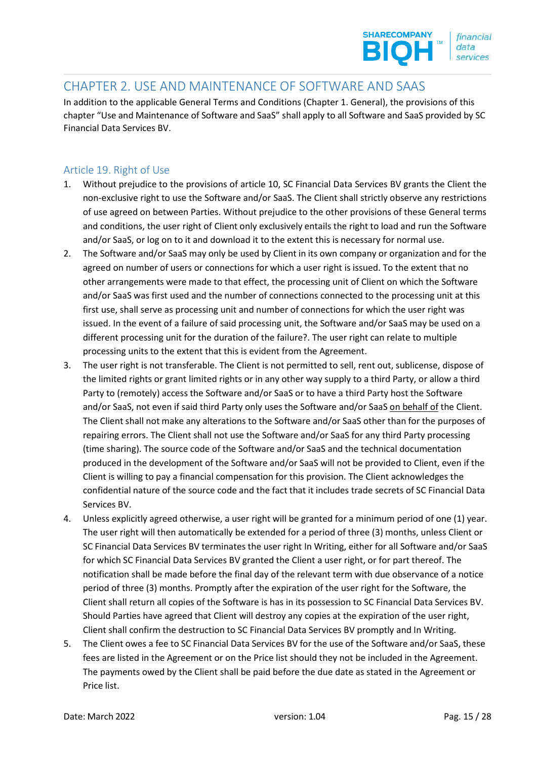# CHAPTER 2. USE AND MAINTENANCE OF SOFTWARE AND SAAS

In addition to the applicable General Terms and Conditions (Chapter 1. General), the provisions of this chapter "Use and Maintenance of Software and SaaS" shall apply to all Software and SaaS provided by SC Financial Data Services BV.

## Article 19. Right of Use

1. Without prejudice to the provisions of article 10, SC Financial Data Services BV grants the Client the non-exclusive right to use the Software and/or SaaS. The Client shall strictly observe any restrictions of use agreed on between Parties. Without prejudice to the other provisions of these General terms and conditions, the user right of Client only exclusively entails the right to load and run the Software and/or SaaS, or log on to it and download it to the extent this is necessary for normal use.
2. The Software and/or SaaS may only be used by Client in its own company or organization and for the agreed on number of users or connections for which a user right is issued. To the extent that no other arrangements were made to that effect, the processing unit of Client on which the Software and/or SaaS was first used and the number of connections connected to the processing unit at this first use, shall serve as processing unit and number of connections for which the user right was issued. In the event of a failure of said processing unit, the Software and/or SaaS may be used on a different processing unit for the duration of the failure?. The user right can relate to multiple processing units to the extent that this is evident from the Agreement.
3. The user right is not transferable. The Client is not permitted to sell, rent out, sublicense, dispose of the limited rights or grant limited rights or in any other way supply to a third Party, or allow a third Party to (remotely) access the Software and/or SaaS or to have a third Party host the Software and/or SaaS, not even if said third Party only uses the Software and/or SaaS <u>on behalf of</u> the Client. The Client shall not make any alterations to the Software and/or SaaS other than for the purposes of repairing errors. The Client shall not use the Software and/or SaaS for any third Party processing (time sharing). The source code of the Software and/or SaaS and the technical documentation produced in the development of the Software and/or SaaS will not be provided to Client, even if the Client is willing to pay a financial compensation for this provision. The Client acknowledges the confidential nature of the source code and the fact that it includes trade secrets of SC Financial Data Services BV.
4. Unless explicitly agreed otherwise, a user right will be granted for a minimum period of one (1) year. The user right will then automatically be extended for a period of three (3) months, unless Client or SC Financial Data Services BV terminates the user right In Writing, either for all Software and/or SaaS for which SC Financial Data Services BV granted the Client a user right, or for part thereof. The notification shall be made before the final day of the relevant term with due observance of a notice period of three (3) months. Promptly after the expiration of the user right for the Software, the Client shall return all copies of the Software is has in its possession to SC Financial Data Services BV. Should Parties have agreed that Client will destroy any copies at the expiration of the user right, Client shall confirm the destruction to SC Financial Data Services BV promptly and In Writing.
5. The Client owes a fee to SC Financial Data Services BV for the use of the Software and/or SaaS, these fees are listed in the Agreement or on the Price list should they not be included in the Agreement. The payments owed by the Client shall be paid before the due date as stated in the Agreement or Price list.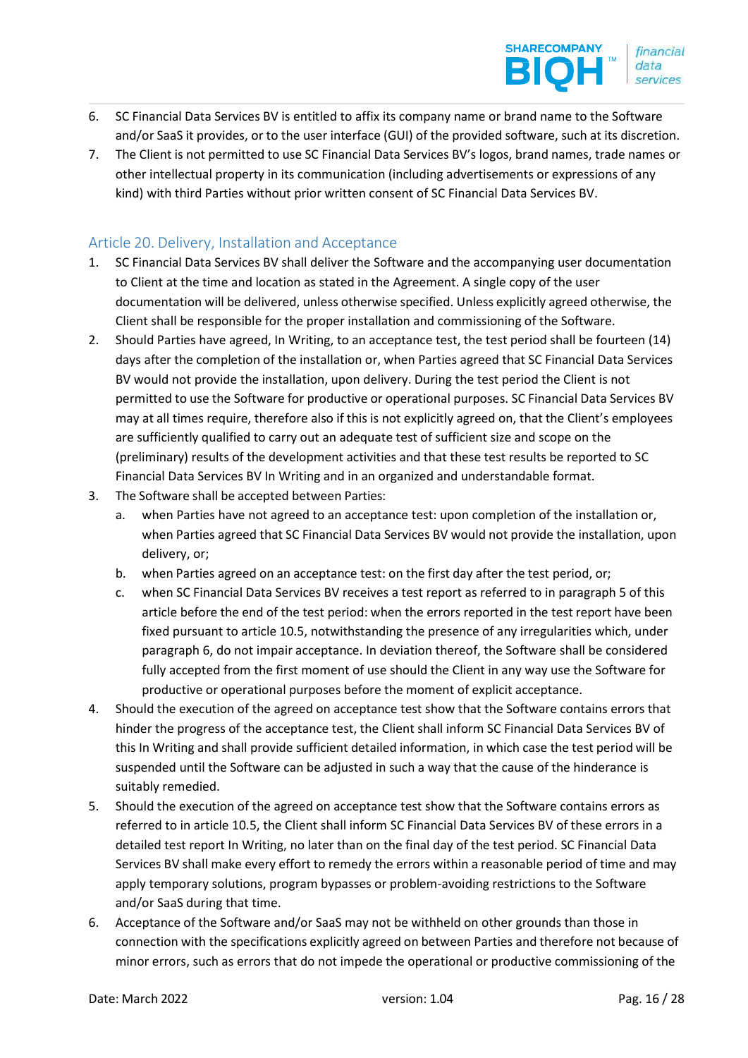6. SC Financial Data Services BV is entitled to affix its company name or brand name to the Software and/or SaaS it provides, or to the user interface (GUI) of the provided software, such at its discretion.
7. The Client is not permitted to use SC Financial Data Services BV's logos, brand names, trade names or other intellectual property in its communication (including advertisements or expressions of any kind) with third Parties without prior written consent of SC Financial Data Services BV.

## Article 20. Delivery, Installation and Acceptance

1. SC Financial Data Services BV shall deliver the Software and the accompanying user documentation to Client at the time and location as stated in the Agreement. A single copy of the user documentation will be delivered, unless otherwise specified. Unless explicitly agreed otherwise, the Client shall be responsible for the proper installation and commissioning of the Software.
2. Should Parties have agreed, In Writing, to an acceptance test, the test period shall be fourteen (14) days after the completion of the installation or, when Parties agreed that SC Financial Data Services BV would not provide the installation, upon delivery. During the test period the Client is not permitted to use the Software for productive or operational purposes. SC Financial Data Services BV may at all times require, therefore also if this is not explicitly agreed on, that the Client's employees are sufficiently qualified to carry out an adequate test of sufficient size and scope on the (preliminary) results of the development activities and that these test results be reported to SC Financial Data Services BV In Writing and in an organized and understandable format.
3. The Software shall be accepted between Parties:
   a. when Parties have not agreed to an acceptance test: upon completion of the installation or, when Parties agreed that SC Financial Data Services BV would not provide the installation, upon delivery, or;
   b. when Parties agreed on an acceptance test: on the first day after the test period, or;
   c. when SC Financial Data Services BV receives a test report as referred to in paragraph 5 of this article before the end of the test period: when the errors reported in the test report have been fixed pursuant to article 10.5, notwithstanding the presence of any irregularities which, under paragraph 6, do not impair acceptance. In deviation thereof, the Software shall be considered fully accepted from the first moment of use should the Client in any way use the Software for productive or operational purposes before the moment of explicit acceptance.
4. Should the execution of the agreed on acceptance test show that the Software contains errors that hinder the progress of the acceptance test, the Client shall inform SC Financial Data Services BV of this In Writing and shall provide sufficient detailed information, in which case the test period will be suspended until the Software can be adjusted in such a way that the cause of the hinderance is suitably remedied.
5. Should the execution of the agreed on acceptance test show that the Software contains errors as referred to in article 10.5, the Client shall inform SC Financial Data Services BV of these errors in a detailed test report In Writing, no later than on the final day of the test period. SC Financial Data Services BV shall make every effort to remedy the errors within a reasonable period of time and may apply temporary solutions, program bypasses or problem-avoiding restrictions to the Software and/or SaaS during that time.
6. Acceptance of the Software and/or SaaS may not be withheld on other grounds than those in connection with the specifications explicitly agreed on between Parties and therefore not because of minor errors, such as errors that do not impede the operational or productive commissioning of the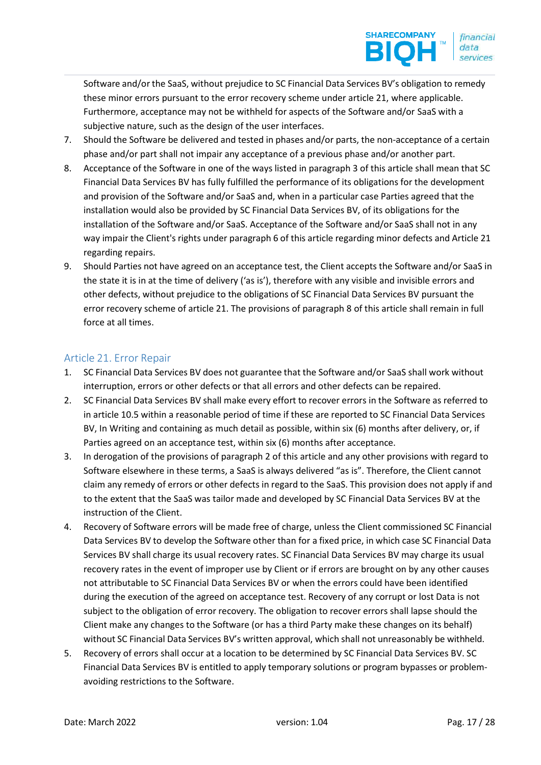Software and/or the SaaS, without prejudice to SC Financial Data Services BV's obligation to remedy these minor errors pursuant to the error recovery scheme under article 21, where applicable. Furthermore, acceptance may not be withheld for aspects of the Software and/or SaaS with a subjective nature, such as the design of the user interfaces.

7. Should the Software be delivered and tested in phases and/or parts, the non-acceptance of a certain phase and/or part shall not impair any acceptance of a previous phase and/or another part.
8. Acceptance of the Software in one of the ways listed in paragraph 3 of this article shall mean that SC Financial Data Services BV has fully fulfilled the performance of its obligations for the development and provision of the Software and/or SaaS and, when in a particular case Parties agreed that the installation would also be provided by SC Financial Data Services BV, of its obligations for the installation of the Software and/or SaaS. Acceptance of the Software and/or SaaS shall not in any way impair the Client's rights under paragraph 6 of this article regarding minor defects and Article 21 regarding repairs.
9. Should Parties not have agreed on an acceptance test, the Client accepts the Software and/or SaaS in the state it is in at the time of delivery ('as is'), therefore with any visible and invisible errors and other defects, without prejudice to the obligations of SC Financial Data Services BV pursuant the error recovery scheme of article 21. The provisions of paragraph 8 of this article shall remain in full force at all times.

## Article 21. Error Repair

1. SC Financial Data Services BV does not guarantee that the Software and/or SaaS shall work without interruption, errors or other defects or that all errors and other defects can be repaired.
2. SC Financial Data Services BV shall make every effort to recover errors in the Software as referred to in article 10.5 within a reasonable period of time if these are reported to SC Financial Data Services BV, In Writing and containing as much detail as possible, within six (6) months after delivery, or, if Parties agreed on an acceptance test, within six (6) months after acceptance.
3. In derogation of the provisions of paragraph 2 of this article and any other provisions with regard to Software elsewhere in these terms, a SaaS is always delivered "as is". Therefore, the Client cannot claim any remedy of errors or other defects in regard to the SaaS. This provision does not apply if and to the extent that the SaaS was tailor made and developed by SC Financial Data Services BV at the instruction of the Client.
4. Recovery of Software errors will be made free of charge, unless the Client commissioned SC Financial Data Services BV to develop the Software other than for a fixed price, in which case SC Financial Data Services BV shall charge its usual recovery rates. SC Financial Data Services BV may charge its usual recovery rates in the event of improper use by Client or if errors are brought on by any other causes not attributable to SC Financial Data Services BV or when the errors could have been identified during the execution of the agreed on acceptance test. Recovery of any corrupt or lost Data is not subject to the obligation of error recovery. The obligation to recover errors shall lapse should the Client make any changes to the Software (or has a third Party make these changes on its behalf) without SC Financial Data Services BV's written approval, which shall not unreasonably be withheld.
5. Recovery of errors shall occur at a location to be determined by SC Financial Data Services BV. SC Financial Data Services BV is entitled to apply temporary solutions or program bypasses or problem-avoiding restrictions to the Software.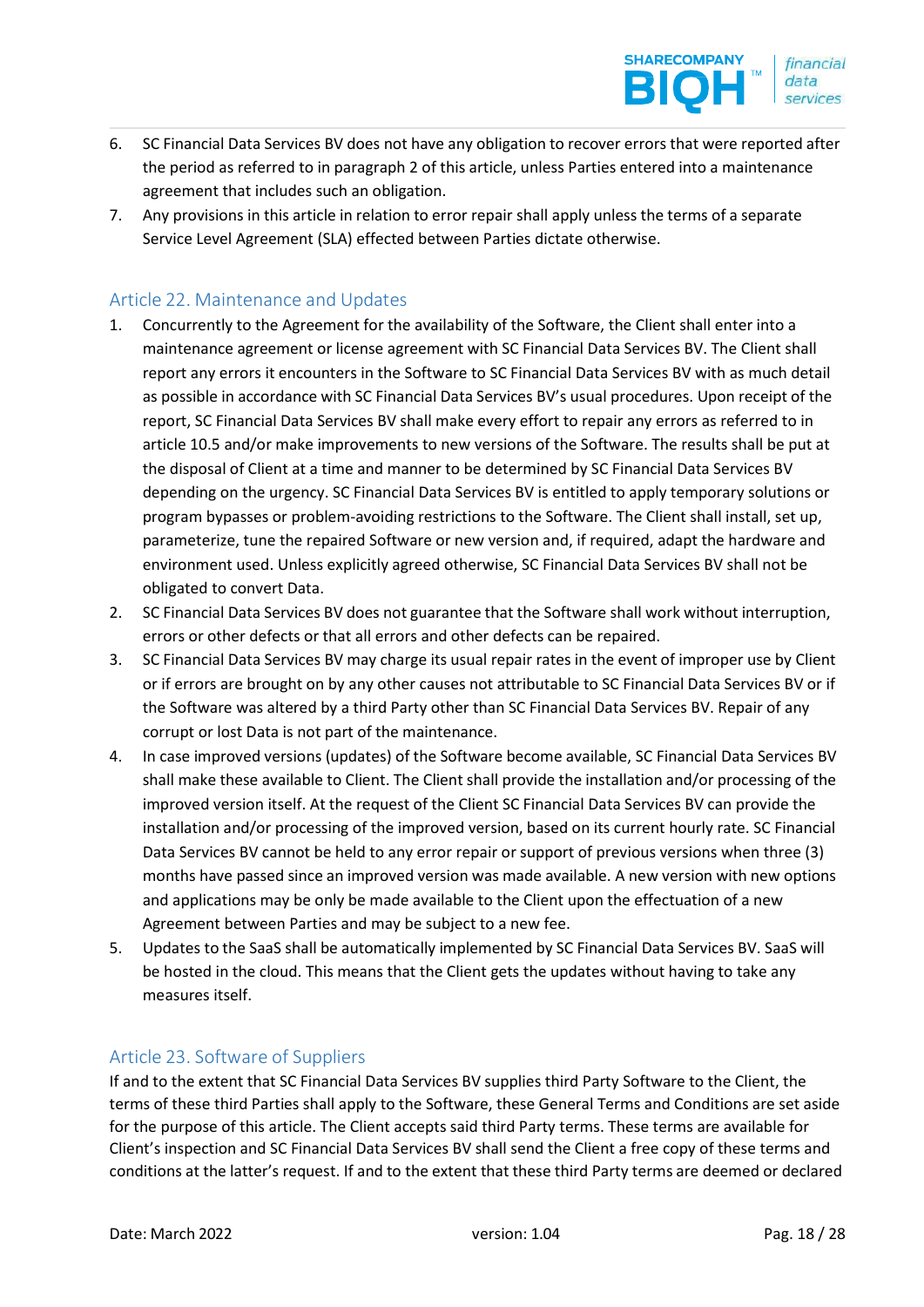6. SC Financial Data Services BV does not have any obligation to recover errors that were reported after the period as referred to in paragraph 2 of this article, unless Parties entered into a maintenance agreement that includes such an obligation.
7. Any provisions in this article in relation to error repair shall apply unless the terms of a separate Service Level Agreement (SLA) effected between Parties dictate otherwise.

## Article 22. Maintenance and Updates

1. Concurrently to the Agreement for the availability of the Software, the Client shall enter into a maintenance agreement or license agreement with SC Financial Data Services BV. The Client shall report any errors it encounters in the Software to SC Financial Data Services BV with as much detail as possible in accordance with SC Financial Data Services BV's usual procedures. Upon receipt of the report, SC Financial Data Services BV shall make every effort to repair any errors as referred to in article 10.5 and/or make improvements to new versions of the Software. The results shall be put at the disposal of Client at a time and manner to be determined by SC Financial Data Services BV depending on the urgency. SC Financial Data Services BV is entitled to apply temporary solutions or program bypasses or problem-avoiding restrictions to the Software. The Client shall install, set up, parameterize, tune the repaired Software or new version and, if required, adapt the hardware and environment used. Unless explicitly agreed otherwise, SC Financial Data Services BV shall not be obligated to convert Data.
2. SC Financial Data Services BV does not guarantee that the Software shall work without interruption, errors or other defects or that all errors and other defects can be repaired.
3. SC Financial Data Services BV may charge its usual repair rates in the event of improper use by Client or if errors are brought on by any other causes not attributable to SC Financial Data Services BV or if the Software was altered by a third Party other than SC Financial Data Services BV. Repair of any corrupt or lost Data is not part of the maintenance.
4. In case improved versions (updates) of the Software become available, SC Financial Data Services BV shall make these available to Client. The Client shall provide the installation and/or processing of the improved version itself. At the request of the Client SC Financial Data Services BV can provide the installation and/or processing of the improved version, based on its current hourly rate. SC Financial Data Services BV cannot be held to any error repair or support of previous versions when three (3) months have passed since an improved version was made available. A new version with new options and applications may be only be made available to the Client upon the effectuation of a new Agreement between Parties and may be subject to a new fee.
5. Updates to the SaaS shall be automatically implemented by SC Financial Data Services BV. SaaS will be hosted in the cloud. This means that the Client gets the updates without having to take any measures itself.

## Article 23. Software of Suppliers

If and to the extent that SC Financial Data Services BV supplies third Party Software to the Client, the terms of these third Parties shall apply to the Software, these General Terms and Conditions are set aside for the purpose of this article. The Client accepts said third Party terms. These terms are available for Client's inspection and SC Financial Data Services BV shall send the Client a free copy of these terms and conditions at the latter's request. If and to the extent that these third Party terms are deemed or declared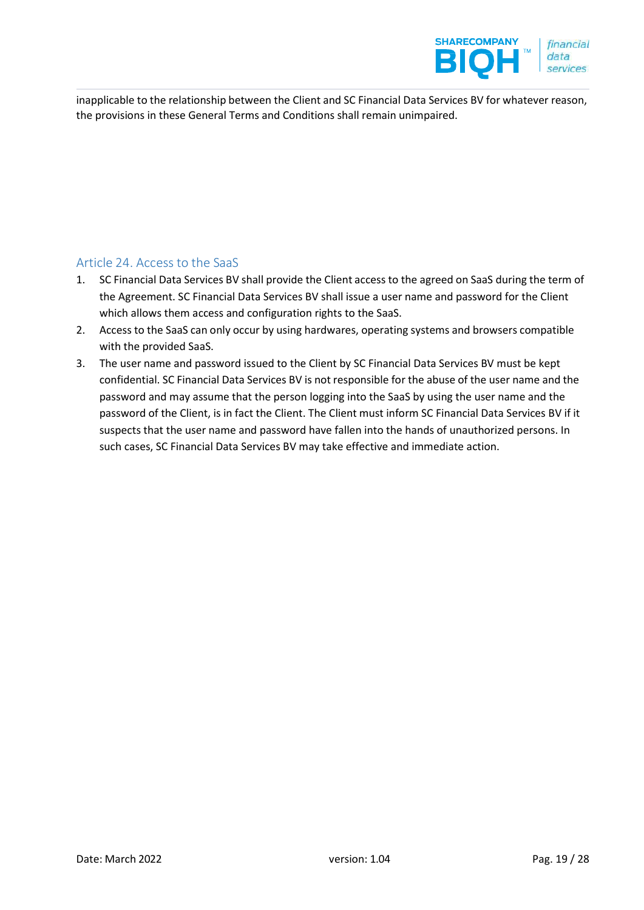inapplicable to the relationship between the Client and SC Financial Data Services BV for whatever reason, the provisions in these General Terms and Conditions shall remain unimpaired.

## Article 24. Access to the SaaS

1. SC Financial Data Services BV shall provide the Client access to the agreed on SaaS during the term of the Agreement. SC Financial Data Services BV shall issue a user name and password for the Client which allows them access and configuration rights to the SaaS.
2. Access to the SaaS can only occur by using hardwares, operating systems and browsers compatible with the provided SaaS.
3. The user name and password issued to the Client by SC Financial Data Services BV must be kept confidential. SC Financial Data Services BV is not responsible for the abuse of the user name and the password and may assume that the person logging into the SaaS by using the user name and the password of the Client, is in fact the Client. The Client must inform SC Financial Data Services BV if it suspects that the user name and password have fallen into the hands of unauthorized persons. In such cases, SC Financial Data Services BV may take effective and immediate action.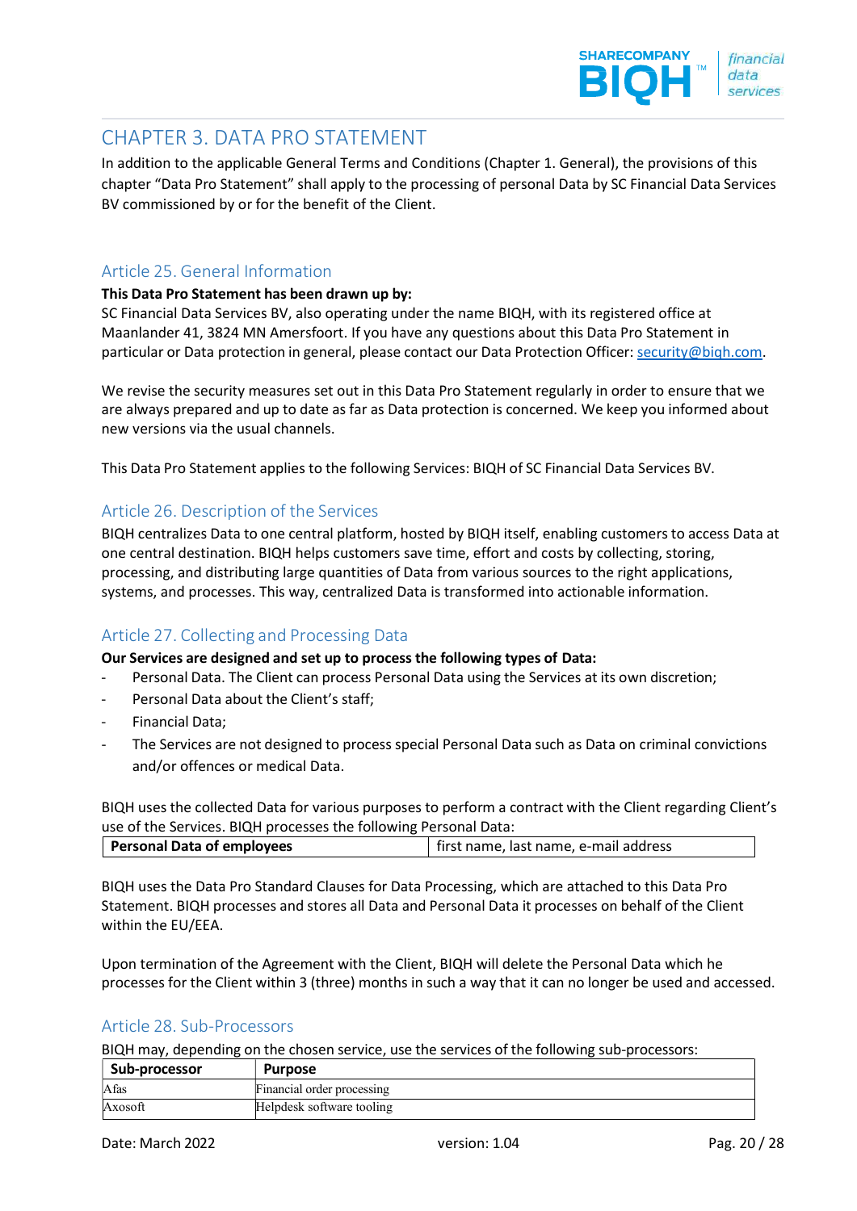# CHAPTER 3. DATA PRO STATEMENT

In addition to the applicable General Terms and Conditions (Chapter 1. General), the provisions of this chapter "Data Pro Statement" shall apply to the processing of personal Data by SC Financial Data Services BV commissioned by or for the benefit of the Client.

## Article 25. General Information

**This Data Pro Statement has been drawn up by:**
SC Financial Data Services BV, also operating under the name BIQH, with its registered office at Maanlander 41, 3824 MN Amersfoort. If you have any questions about this Data Pro Statement in particular or Data protection in general, please contact our Data Protection Officer: security@biqh.com.

We revise the security measures set out in this Data Pro Statement regularly in order to ensure that we are always prepared and up to date as far as Data protection is concerned. We keep you informed about new versions via the usual channels.

This Data Pro Statement applies to the following Services: BIQH of SC Financial Data Services BV.

## Article 26. Description of the Services

BIQH centralizes Data to one central platform, hosted by BIQH itself, enabling customers to access Data at one central destination. BIQH helps customers save time, effort and costs by collecting, storing, processing, and distributing large quantities of Data from various sources to the right applications, systems, and processes. This way, centralized Data is transformed into actionable information.

## Article 27. Collecting and Processing Data

**Our Services are designed and set up to process the following types of Data:**

- Personal Data. The Client can process Personal Data using the Services at its own discretion;
- Personal Data about the Client's staff;
- Financial Data;
- The Services are not designed to process special Personal Data such as Data on criminal convictions and/or offences or medical Data.

BIQH uses the collected Data for various purposes to perform a contract with the Client regarding Client's use of the Services. BIQH processes the following Personal Data:

| **Personal Data of employees** | first name, last name, e-mail address |
|---|---|

BIQH uses the Data Pro Standard Clauses for Data Processing, which are attached to this Data Pro Statement. BIQH processes and stores all Data and Personal Data it processes on behalf of the Client within the EU/EEA.

Upon termination of the Agreement with the Client, BIQH will delete the Personal Data which he processes for the Client within 3 (three) months in such a way that it can no longer be used and accessed.

## Article 28. Sub-Processors

BIQH may, depending on the chosen service, use the services of the following sub-processors:

| Sub-processor | Purpose |
|---|---|
| Afas | Financial order processing |
| Axosoft | Helpdesk software tooling |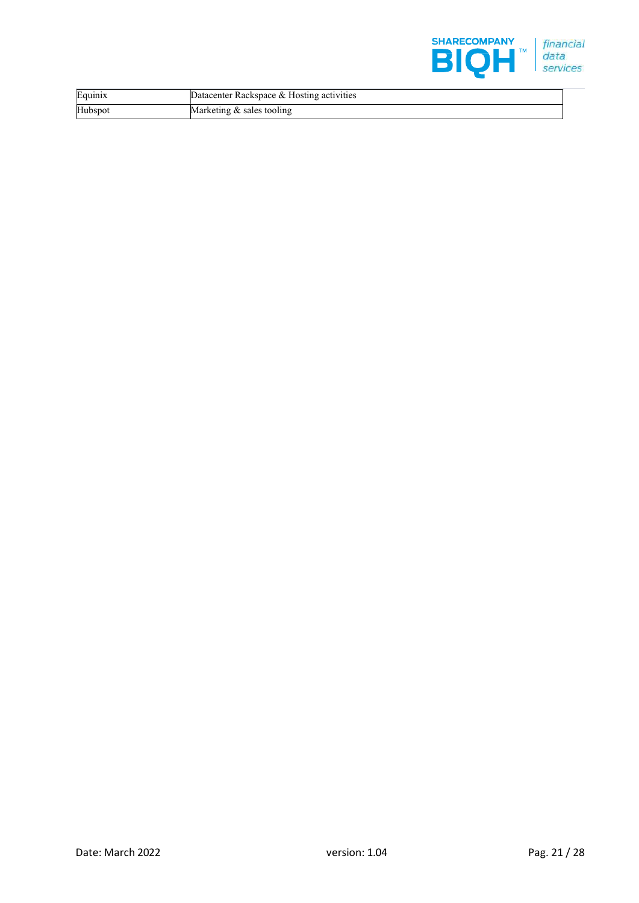| Equinix | Datacenter Rackspace & Hosting activities |
|---|---|
| Hubspot | Marketing & sales tooling |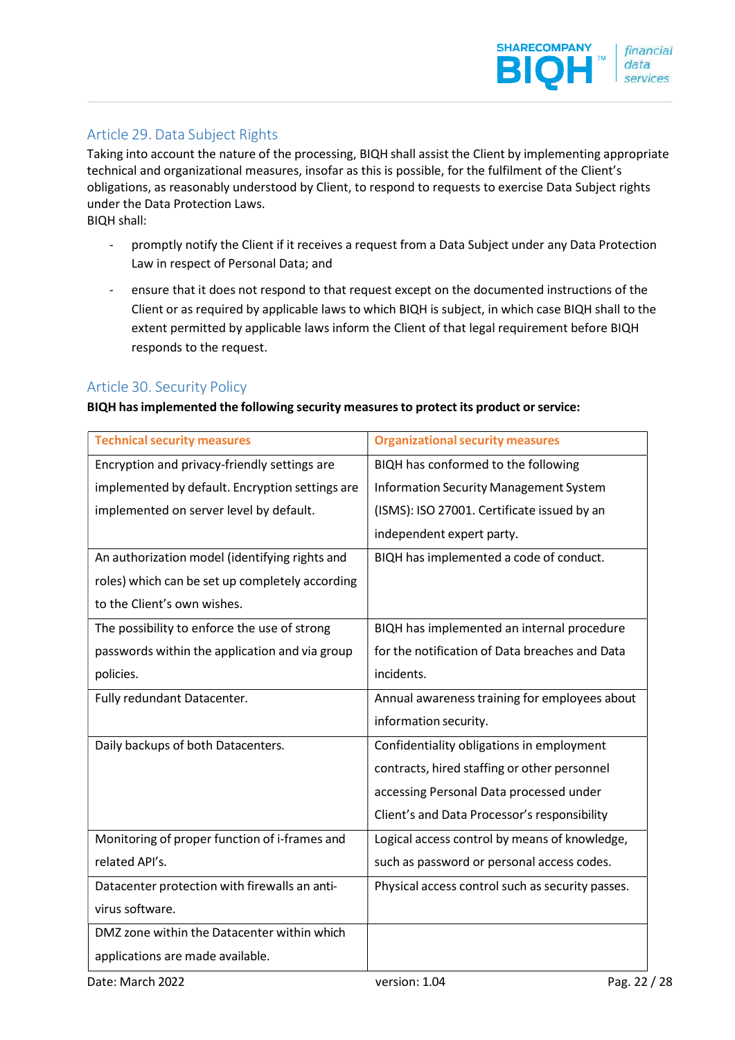## Article 29. Data Subject Rights

Taking into account the nature of the processing, BIQH shall assist the Client by implementing appropriate technical and organizational measures, insofar as this is possible, for the fulfilment of the Client's obligations, as reasonably understood by Client, to respond to requests to exercise Data Subject rights under the Data Protection Laws.
BIQH shall:

- promptly notify the Client if it receives a request from a Data Subject under any Data Protection Law in respect of Personal Data; and
- ensure that it does not respond to that request except on the documented instructions of the Client or as required by applicable laws to which BIQH is subject, in which case BIQH shall to the extent permitted by applicable laws inform the Client of that legal requirement before BIQH responds to the request.

## Article 30. Security Policy

**BIQH has implemented the following security measures to protect its product or service:**

| Technical security measures | Organizational security measures |
|---|---|
| Encryption and privacy-friendly settings are implemented by default. Encryption settings are implemented on server level by default. | BIQH has conformed to the following Information Security Management System (ISMS): ISO 27001. Certificate issued by an independent expert party. |
| An authorization model (identifying rights and roles) which can be set up completely according to the Client's own wishes. | BIQH has implemented a code of conduct. |
| The possibility to enforce the use of strong passwords within the application and via group policies. | BIQH has implemented an internal procedure for the notification of Data breaches and Data incidents. |
| Fully redundant Datacenter. | Annual awareness training for employees about information security. |
| Daily backups of both Datacenters. | Confidentiality obligations in employment contracts, hired staffing or other personnel accessing Personal Data processed under Client's and Data Processor's responsibility |
| Monitoring of proper function of i-frames and related API's. | Logical access control by means of knowledge, such as password or personal access codes. |
| Datacenter protection with firewalls an anti-virus software. | Physical access control such as security passes. |
| DMZ zone within the Datacenter within which applications are made available. | |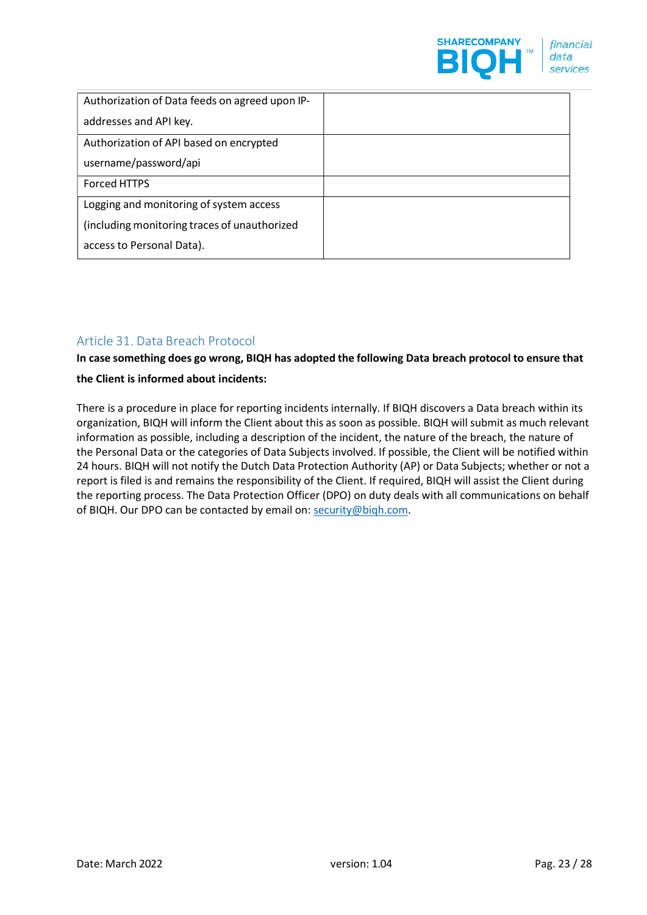| Authorization of Data feeds on agreed upon IP-addresses and API key. | |
| --- | --- |
| Authorization of API based on encrypted username/password/api | |
| Forced HTTPS | |
| Logging and monitoring of system access (including monitoring traces of unauthorized access to Personal Data). | |

## Article 31. Data Breach Protocol

**In case something does go wrong, BIQH has adopted the following Data breach protocol to ensure that the Client is informed about incidents:**

There is a procedure in place for reporting incidents internally. If BIQH discovers a Data breach within its organization, BIQH will inform the Client about this as soon as possible. BIQH will submit as much relevant information as possible, including a description of the incident, the nature of the breach, the nature of the Personal Data or the categories of Data Subjects involved. If possible, the Client will be notified within 24 hours. BIQH will not notify the Dutch Data Protection Authority (AP) or Data Subjects; whether or not a report is filed is and remains the responsibility of the Client. If required, BIQH will assist the Client during the reporting process. The Data Protection Officer (DPO) on duty deals with all communications on behalf of BIQH. Our DPO can be contacted by email on: security@biqh.com.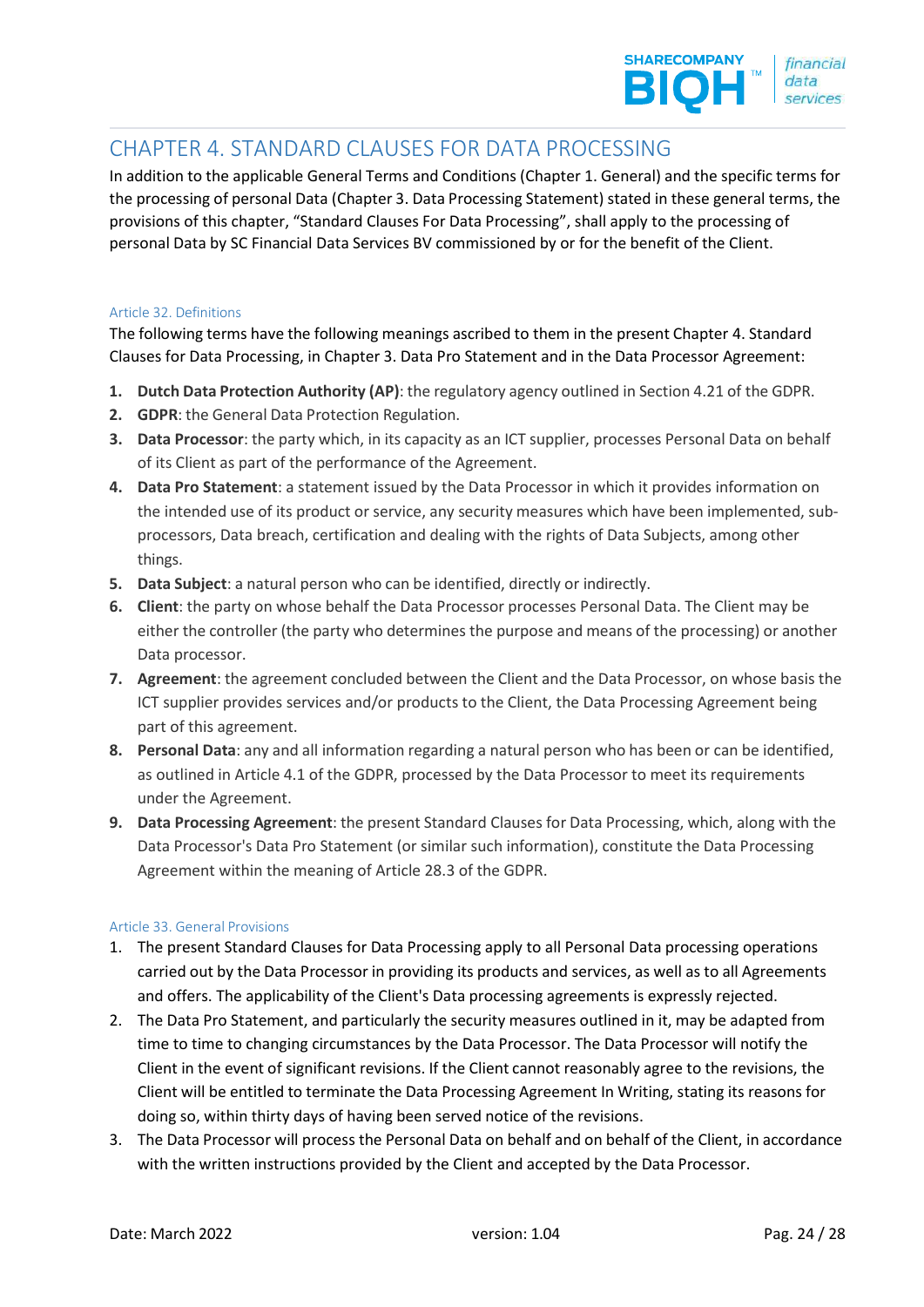# CHAPTER 4. STANDARD CLAUSES FOR DATA PROCESSING

In addition to the applicable General Terms and Conditions (Chapter 1. General) and the specific terms for the processing of personal Data (Chapter 3. Data Processing Statement) stated in these general terms, the provisions of this chapter, “Standard Clauses For Data Processing”, shall apply to the processing of personal Data by SC Financial Data Services BV commissioned by or for the benefit of the Client.

### Article 32. Definitions

The following terms have the following meanings ascribed to them in the present Chapter 4. Standard Clauses for Data Processing, in Chapter 3. Data Pro Statement and in the Data Processor Agreement:

1. **Dutch Data Protection Authority (AP)**: the regulatory agency outlined in Section 4.21 of the GDPR.
2. **GDPR**: the General Data Protection Regulation.
3. **Data Processor**: the party which, in its capacity as an ICT supplier, processes Personal Data on behalf of its Client as part of the performance of the Agreement.
4. **Data Pro Statement**: a statement issued by the Data Processor in which it provides information on the intended use of its product or service, any security measures which have been implemented, sub-processors, Data breach, certification and dealing with the rights of Data Subjects, among other things.
5. **Data Subject**: a natural person who can be identified, directly or indirectly.
6. **Client**: the party on whose behalf the Data Processor processes Personal Data. The Client may be either the controller (the party who determines the purpose and means of the processing) or another Data processor.
7. **Agreement**: the agreement concluded between the Client and the Data Processor, on whose basis the ICT supplier provides services and/or products to the Client, the Data Processing Agreement being part of this agreement.
8. **Personal Data**: any and all information regarding a natural person who has been or can be identified, as outlined in Article 4.1 of the GDPR, processed by the Data Processor to meet its requirements under the Agreement.
9. **Data Processing Agreement**: the present Standard Clauses for Data Processing, which, along with the Data Processor's Data Pro Statement (or similar such information), constitute the Data Processing Agreement within the meaning of Article 28.3 of the GDPR.

### Article 33. General Provisions

1. The present Standard Clauses for Data Processing apply to all Personal Data processing operations carried out by the Data Processor in providing its products and services, as well as to all Agreements and offers. The applicability of the Client's Data processing agreements is expressly rejected.
2. The Data Pro Statement, and particularly the security measures outlined in it, may be adapted from time to time to changing circumstances by the Data Processor. The Data Processor will notify the Client in the event of significant revisions. If the Client cannot reasonably agree to the revisions, the Client will be entitled to terminate the Data Processing Agreement In Writing, stating its reasons for doing so, within thirty days of having been served notice of the revisions.
3. The Data Processor will process the Personal Data on behalf and on behalf of the Client, in accordance with the written instructions provided by the Client and accepted by the Data Processor.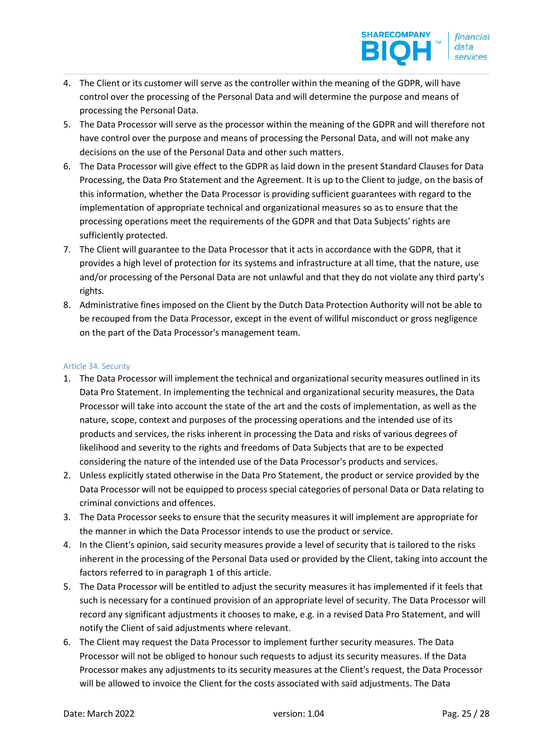4. The Client or its customer will serve as the controller within the meaning of the GDPR, will have control over the processing of the Personal Data and will determine the purpose and means of processing the Personal Data.
5. The Data Processor will serve as the processor within the meaning of the GDPR and will therefore not have control over the purpose and means of processing the Personal Data, and will not make any decisions on the use of the Personal Data and other such matters.
6. The Data Processor will give effect to the GDPR as laid down in the present Standard Clauses for Data Processing, the Data Pro Statement and the Agreement. It is up to the Client to judge, on the basis of this information, whether the Data Processor is providing sufficient guarantees with regard to the implementation of appropriate technical and organizational measures so as to ensure that the processing operations meet the requirements of the GDPR and that Data Subjects' rights are sufficiently protected.
7. The Client will guarantee to the Data Processor that it acts in accordance with the GDPR, that it provides a high level of protection for its systems and infrastructure at all time, that the nature, use and/or processing of the Personal Data are not unlawful and that they do not violate any third party's rights.
8. Administrative fines imposed on the Client by the Dutch Data Protection Authority will not be able to be recouped from the Data Processor, except in the event of willful misconduct or gross negligence on the part of the Data Processor's management team.

### Article 34. Security

1. The Data Processor will implement the technical and organizational security measures outlined in its Data Pro Statement. In implementing the technical and organizational security measures, the Data Processor will take into account the state of the art and the costs of implementation, as well as the nature, scope, context and purposes of the processing operations and the intended use of its products and services, the risks inherent in processing the Data and risks of various degrees of likelihood and severity to the rights and freedoms of Data Subjects that are to be expected considering the nature of the intended use of the Data Processor's products and services.
2. Unless explicitly stated otherwise in the Data Pro Statement, the product or service provided by the Data Processor will not be equipped to process special categories of personal Data or Data relating to criminal convictions and offences.
3. The Data Processor seeks to ensure that the security measures it will implement are appropriate for the manner in which the Data Processor intends to use the product or service.
4. In the Client's opinion, said security measures provide a level of security that is tailored to the risks inherent in the processing of the Personal Data used or provided by the Client, taking into account the factors referred to in paragraph 1 of this article.
5. The Data Processor will be entitled to adjust the security measures it has implemented if it feels that such is necessary for a continued provision of an appropriate level of security. The Data Processor will record any significant adjustments it chooses to make, e.g. in a revised Data Pro Statement, and will notify the Client of said adjustments where relevant.
6. The Client may request the Data Processor to implement further security measures. The Data Processor will not be obliged to honour such requests to adjust its security measures. If the Data Processor makes any adjustments to its security measures at the Client's request, the Data Processor will be allowed to invoice the Client for the costs associated with said adjustments. The Data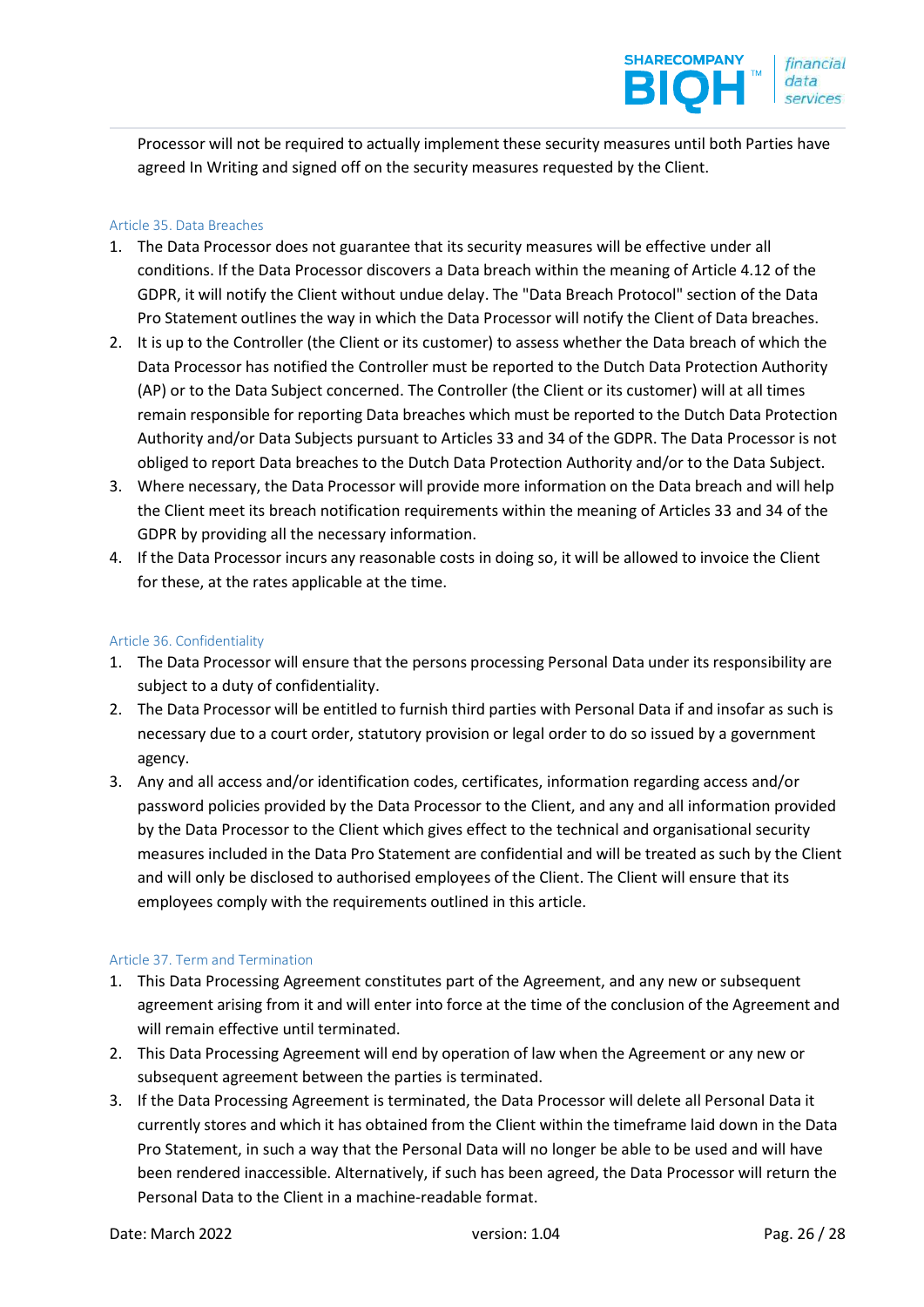Processor will not be required to actually implement these security measures until both Parties have agreed In Writing and signed off on the security measures requested by the Client.

### Article 35. Data Breaches

1. The Data Processor does not guarantee that its security measures will be effective under all conditions. If the Data Processor discovers a Data breach within the meaning of Article 4.12 of the GDPR, it will notify the Client without undue delay. The "Data Breach Protocol" section of the Data Pro Statement outlines the way in which the Data Processor will notify the Client of Data breaches.
2. It is up to the Controller (the Client or its customer) to assess whether the Data breach of which the Data Processor has notified the Controller must be reported to the Dutch Data Protection Authority (AP) or to the Data Subject concerned. The Controller (the Client or its customer) will at all times remain responsible for reporting Data breaches which must be reported to the Dutch Data Protection Authority and/or Data Subjects pursuant to Articles 33 and 34 of the GDPR. The Data Processor is not obliged to report Data breaches to the Dutch Data Protection Authority and/or to the Data Subject.
3. Where necessary, the Data Processor will provide more information on the Data breach and will help the Client meet its breach notification requirements within the meaning of Articles 33 and 34 of the GDPR by providing all the necessary information.
4. If the Data Processor incurs any reasonable costs in doing so, it will be allowed to invoice the Client for these, at the rates applicable at the time.

### Article 36. Confidentiality

1. The Data Processor will ensure that the persons processing Personal Data under its responsibility are subject to a duty of confidentiality.
2. The Data Processor will be entitled to furnish third parties with Personal Data if and insofar as such is necessary due to a court order, statutory provision or legal order to do so issued by a government agency.
3. Any and all access and/or identification codes, certificates, information regarding access and/or password policies provided by the Data Processor to the Client, and any and all information provided by the Data Processor to the Client which gives effect to the technical and organisational security measures included in the Data Pro Statement are confidential and will be treated as such by the Client and will only be disclosed to authorised employees of the Client. The Client will ensure that its employees comply with the requirements outlined in this article.

### Article 37. Term and Termination

1. This Data Processing Agreement constitutes part of the Agreement, and any new or subsequent agreement arising from it and will enter into force at the time of the conclusion of the Agreement and will remain effective until terminated.
2. This Data Processing Agreement will end by operation of law when the Agreement or any new or subsequent agreement between the parties is terminated.
3. If the Data Processing Agreement is terminated, the Data Processor will delete all Personal Data it currently stores and which it has obtained from the Client within the timeframe laid down in the Data Pro Statement, in such a way that the Personal Data will no longer be able to be used and will have been rendered inaccessible. Alternatively, if such has been agreed, the Data Processor will return the Personal Data to the Client in a machine-readable format.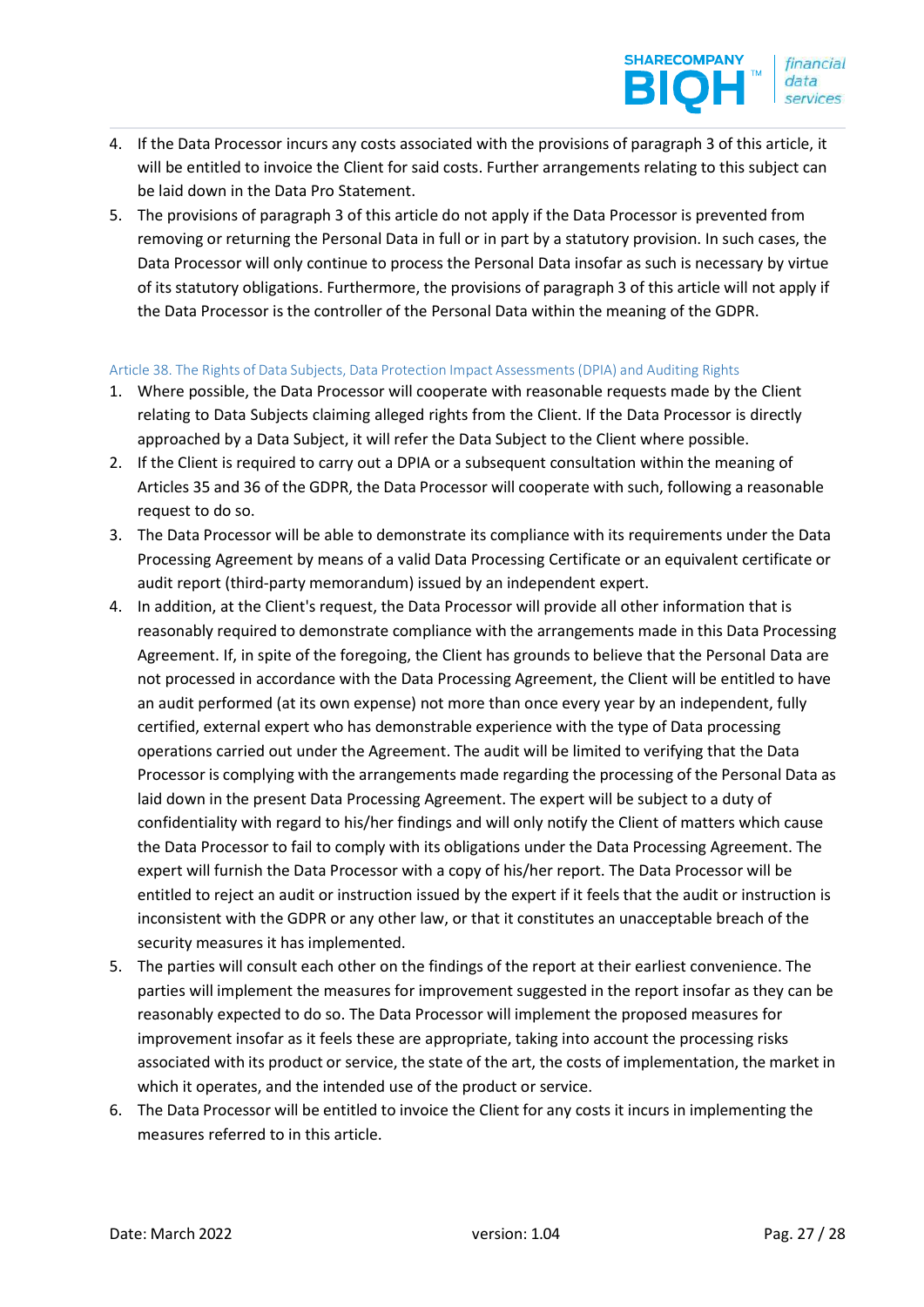4. If the Data Processor incurs any costs associated with the provisions of paragraph 3 of this article, it will be entitled to invoice the Client for said costs. Further arrangements relating to this subject can be laid down in the Data Pro Statement.
5. The provisions of paragraph 3 of this article do not apply if the Data Processor is prevented from removing or returning the Personal Data in full or in part by a statutory provision. In such cases, the Data Processor will only continue to process the Personal Data insofar as such is necessary by virtue of its statutory obligations. Furthermore, the provisions of paragraph 3 of this article will not apply if the Data Processor is the controller of the Personal Data within the meaning of the GDPR.

### Article 38. The Rights of Data Subjects, Data Protection Impact Assessments (DPIA) and Auditing Rights

1. Where possible, the Data Processor will cooperate with reasonable requests made by the Client relating to Data Subjects claiming alleged rights from the Client. If the Data Processor is directly approached by a Data Subject, it will refer the Data Subject to the Client where possible.
2. If the Client is required to carry out a DPIA or a subsequent consultation within the meaning of Articles 35 and 36 of the GDPR, the Data Processor will cooperate with such, following a reasonable request to do so.
3. The Data Processor will be able to demonstrate its compliance with its requirements under the Data Processing Agreement by means of a valid Data Processing Certificate or an equivalent certificate or audit report (third-party memorandum) issued by an independent expert.
4. In addition, at the Client's request, the Data Processor will provide all other information that is reasonably required to demonstrate compliance with the arrangements made in this Data Processing Agreement. If, in spite of the foregoing, the Client has grounds to believe that the Personal Data are not processed in accordance with the Data Processing Agreement, the Client will be entitled to have an audit performed (at its own expense) not more than once every year by an independent, fully certified, external expert who has demonstrable experience with the type of Data processing operations carried out under the Agreement. The audit will be limited to verifying that the Data Processor is complying with the arrangements made regarding the processing of the Personal Data as laid down in the present Data Processing Agreement. The expert will be subject to a duty of confidentiality with regard to his/her findings and will only notify the Client of matters which cause the Data Processor to fail to comply with its obligations under the Data Processing Agreement. The expert will furnish the Data Processor with a copy of his/her report. The Data Processor will be entitled to reject an audit or instruction issued by the expert if it feels that the audit or instruction is inconsistent with the GDPR or any other law, or that it constitutes an unacceptable breach of the security measures it has implemented.
5. The parties will consult each other on the findings of the report at their earliest convenience. The parties will implement the measures for improvement suggested in the report insofar as they can be reasonably expected to do so. The Data Processor will implement the proposed measures for improvement insofar as it feels these are appropriate, taking into account the processing risks associated with its product or service, the state of the art, the costs of implementation, the market in which it operates, and the intended use of the product or service.
6. The Data Processor will be entitled to invoice the Client for any costs it incurs in implementing the measures referred to in this article.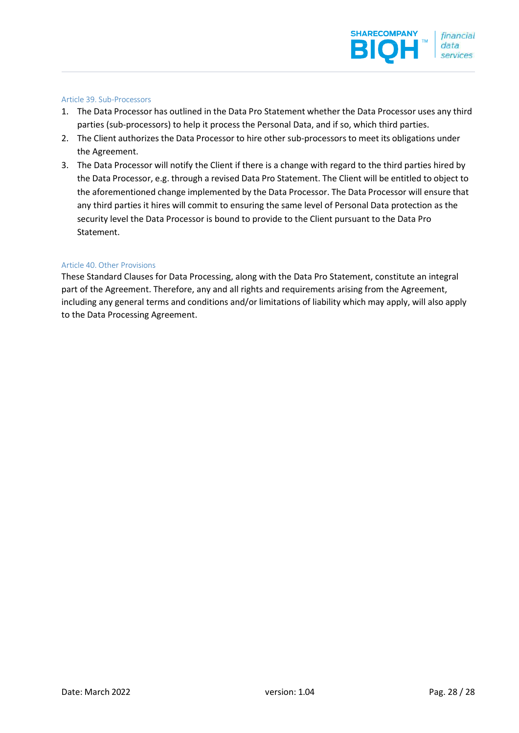#### Article 39. Sub-Processors

1. The Data Processor has outlined in the Data Pro Statement whether the Data Processor uses any third parties (sub-processors) to help it process the Personal Data, and if so, which third parties.
2. The Client authorizes the Data Processor to hire other sub-processors to meet its obligations under the Agreement.
3. The Data Processor will notify the Client if there is a change with regard to the third parties hired by the Data Processor, e.g. through a revised Data Pro Statement. The Client will be entitled to object to the aforementioned change implemented by the Data Processor. The Data Processor will ensure that any third parties it hires will commit to ensuring the same level of Personal Data protection as the security level the Data Processor is bound to provide to the Client pursuant to the Data Pro Statement.

#### Article 40. Other Provisions

These Standard Clauses for Data Processing, along with the Data Pro Statement, constitute an integral part of the Agreement. Therefore, any and all rights and requirements arising from the Agreement, including any general terms and conditions and/or limitations of liability which may apply, will also apply to the Data Processing Agreement.